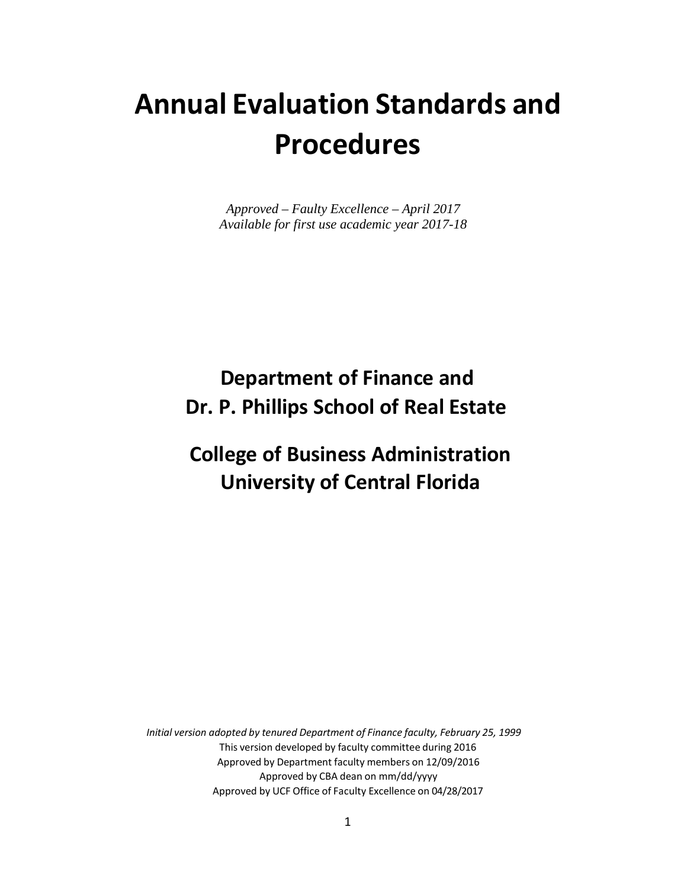# Annual Evaluation Standards and Procedures

*Approved – Faulty Excellence – April 2017*
*Available for first use academic year 2017-18*

## Department of Finance and Dr. P. Phillips School of Real Estate

## College of Business Administration University of Central Florida

*Initial version adopted by tenured Department of Finance faculty, February 25, 1999*

This version developed by faculty committee during 2016
Approved by Department faculty members on 12/09/2016
Approved by CBA dean on mm/dd/yyyy
Approved by UCF Office of Faculty Excellence on 04/28/2017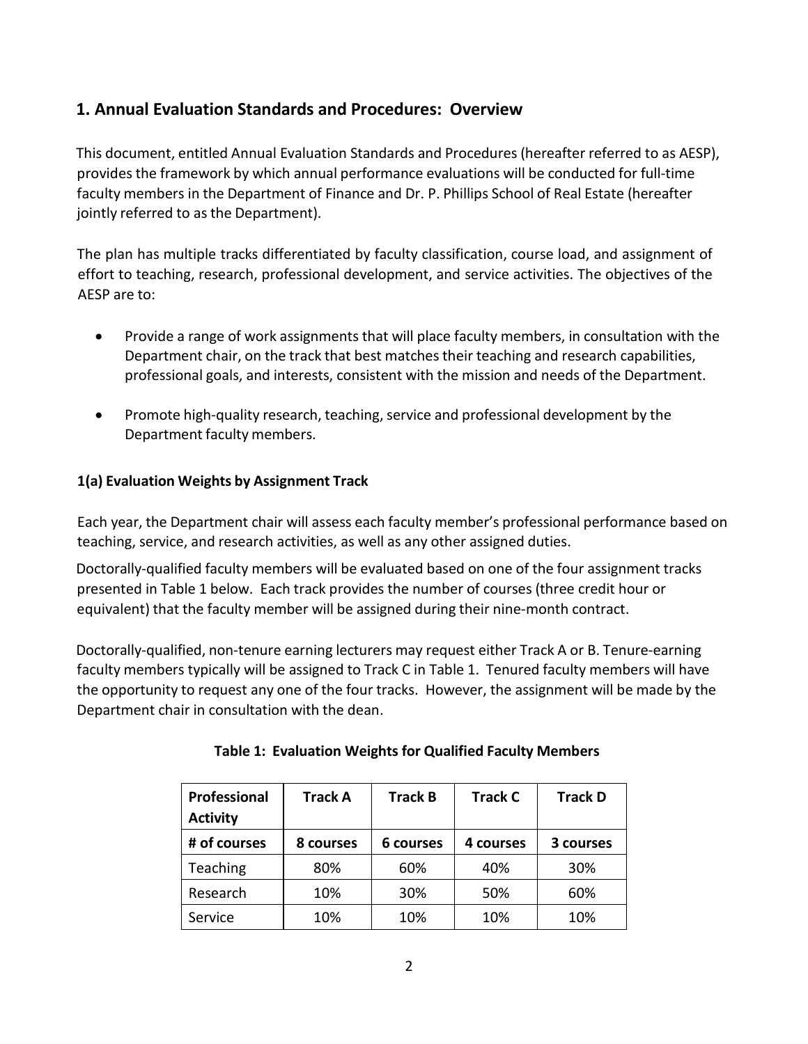## 1. Annual Evaluation Standards and Procedures: Overview

This document, entitled Annual Evaluation Standards and Procedures (hereafter referred to as AESP), provides the framework by which annual performance evaluations will be conducted for full-time faculty members in the Department of Finance and Dr. P. Phillips School of Real Estate (hereafter jointly referred to as the Department).

The plan has multiple tracks differentiated by faculty classification, course load, and assignment of effort to teaching, research, professional development, and service activities. The objectives of the AESP are to:

- Provide a range of work assignments that will place faculty members, in consultation with the Department chair, on the track that best matches their teaching and research capabilities, professional goals, and interests, consistent with the mission and needs of the Department.
- Promote high-quality research, teaching, service and professional development by the Department faculty members.

### 1(a) Evaluation Weights by Assignment Track

Each year, the Department chair will assess each faculty member's professional performance based on teaching, service, and research activities, as well as any other assigned duties.

Doctorally-qualified faculty members will be evaluated based on one of the four assignment tracks presented in Table 1 below. Each track provides the number of courses (three credit hour or equivalent) that the faculty member will be assigned during their nine-month contract.

Doctorally-qualified, non-tenure earning lecturers may request either Track A or B. Tenure-earning faculty members typically will be assigned to Track C in Table 1. Tenured faculty members will have the opportunity to request any one of the four tracks. However, the assignment will be made by the Department chair in consultation with the dean.

**Table 1: Evaluation Weights for Qualified Faculty Members**

| Professional Activity | Track A | Track B | Track C | Track D |
|---|---|---|---|---|
| **# of courses** | **8 courses** | **6 courses** | **4 courses** | **3 courses** |
| Teaching | 80% | 60% | 40% | 30% |
| Research | 10% | 30% | 50% | 60% |
| Service | 10% | 10% | 10% | 10% |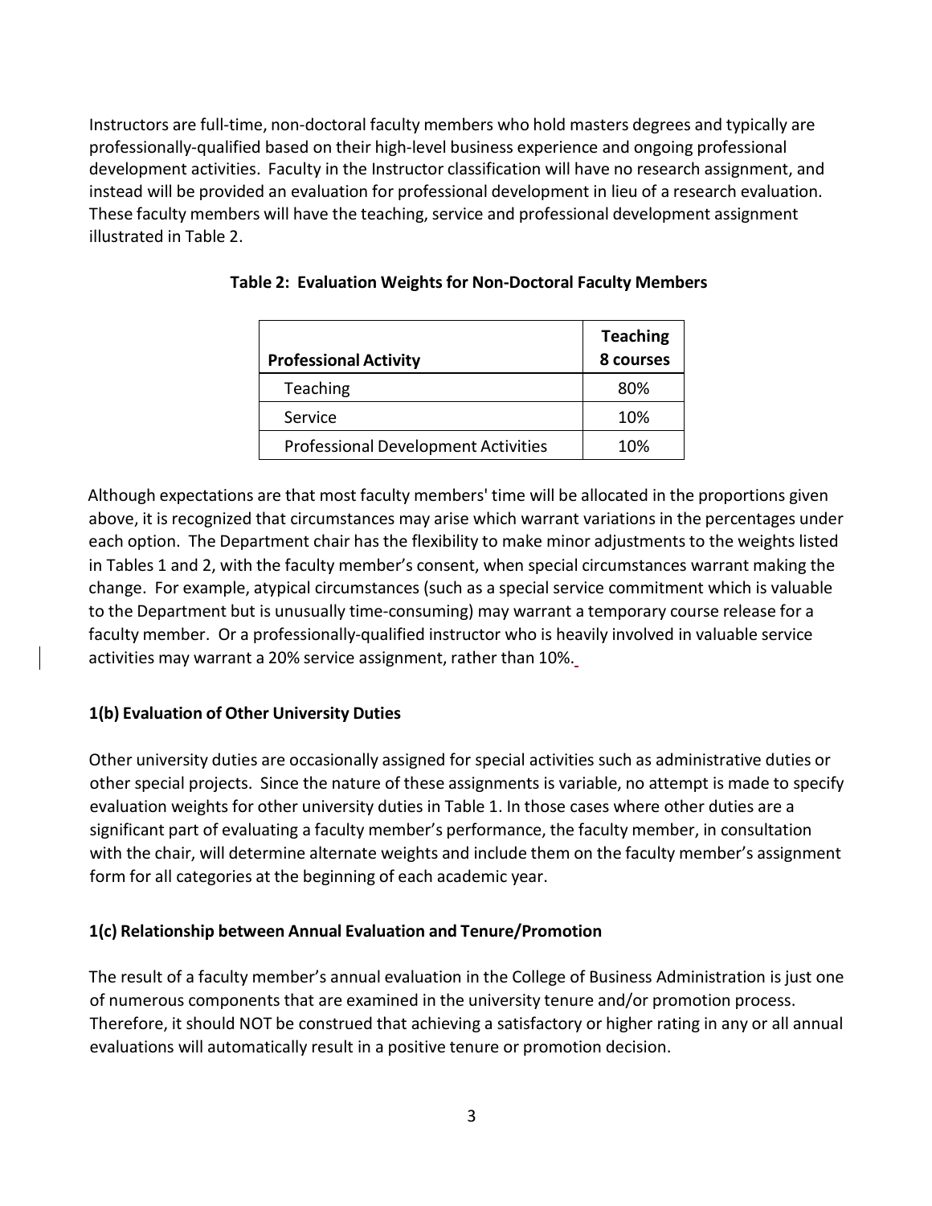Instructors are full-time, non-doctoral faculty members who hold masters degrees and typically are professionally-qualified based on their high-level business experience and ongoing professional development activities. Faculty in the Instructor classification will have no research assignment, and instead will be provided an evaluation for professional development in lieu of a research evaluation. These faculty members will have the teaching, service and professional development assignment illustrated in Table 2.

**Table 2: Evaluation Weights for Non-Doctoral Faculty Members**

| Professional Activity | Teaching 8 courses |
|---|---|
| Teaching | 80% |
| Service | 10% |
| Professional Development Activities | 10% |

Although expectations are that most faculty members' time will be allocated in the proportions given above, it is recognized that circumstances may arise which warrant variations in the percentages under each option. The Department chair has the flexibility to make minor adjustments to the weights listed in Tables 1 and 2, with the faculty member's consent, when special circumstances warrant making the change. For example, atypical circumstances (such as a special service commitment which is valuable to the Department but is unusually time-consuming) may warrant a temporary course release for a faculty member. Or a professionally-qualified instructor who is heavily involved in valuable service activities may warrant a 20% service assignment, rather than 10%.

**1(b) Evaluation of Other University Duties**

Other university duties are occasionally assigned for special activities such as administrative duties or other special projects. Since the nature of these assignments is variable, no attempt is made to specify evaluation weights for other university duties in Table 1. In those cases where other duties are a significant part of evaluating a faculty member's performance, the faculty member, in consultation with the chair, will determine alternate weights and include them on the faculty member's assignment form for all categories at the beginning of each academic year.

**1(c) Relationship between Annual Evaluation and Tenure/Promotion**

The result of a faculty member's annual evaluation in the College of Business Administration is just one of numerous components that are examined in the university tenure and/or promotion process. Therefore, it should NOT be construed that achieving a satisfactory or higher rating in any or all annual evaluations will automatically result in a positive tenure or promotion decision.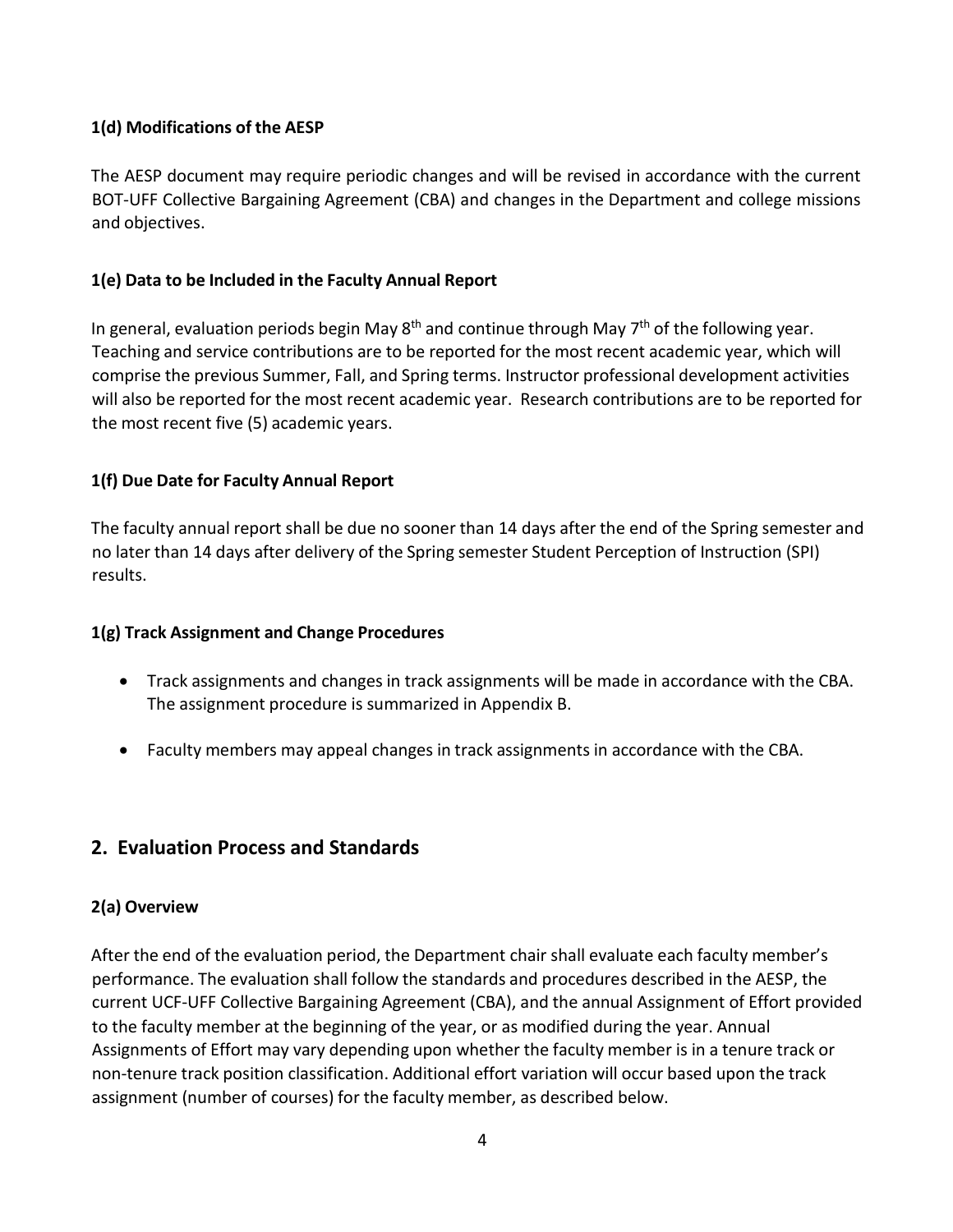### 1(d) Modifications of the AESP

The AESP document may require periodic changes and will be revised in accordance with the current BOT-UFF Collective Bargaining Agreement (CBA) and changes in the Department and college missions and objectives.

### 1(e) Data to be Included in the Faculty Annual Report

In general, evaluation periods begin May 8th and continue through May 7th of the following year. Teaching and service contributions are to be reported for the most recent academic year, which will comprise the previous Summer, Fall, and Spring terms. Instructor professional development activities will also be reported for the most recent academic year. Research contributions are to be reported for the most recent five (5) academic years.

### 1(f) Due Date for Faculty Annual Report

The faculty annual report shall be due no sooner than 14 days after the end of the Spring semester and no later than 14 days after delivery of the Spring semester Student Perception of Instruction (SPI) results.

### 1(g) Track Assignment and Change Procedures

- Track assignments and changes in track assignments will be made in accordance with the CBA. The assignment procedure is summarized in Appendix B.
- Faculty members may appeal changes in track assignments in accordance with the CBA.

## 2. Evaluation Process and Standards

### 2(a) Overview

After the end of the evaluation period, the Department chair shall evaluate each faculty member's performance. The evaluation shall follow the standards and procedures described in the AESP, the current UCF-UFF Collective Bargaining Agreement (CBA), and the annual Assignment of Effort provided to the faculty member at the beginning of the year, or as modified during the year. Annual Assignments of Effort may vary depending upon whether the faculty member is in a tenure track or non-tenure track position classification. Additional effort variation will occur based upon the track assignment (number of courses) for the faculty member, as described below.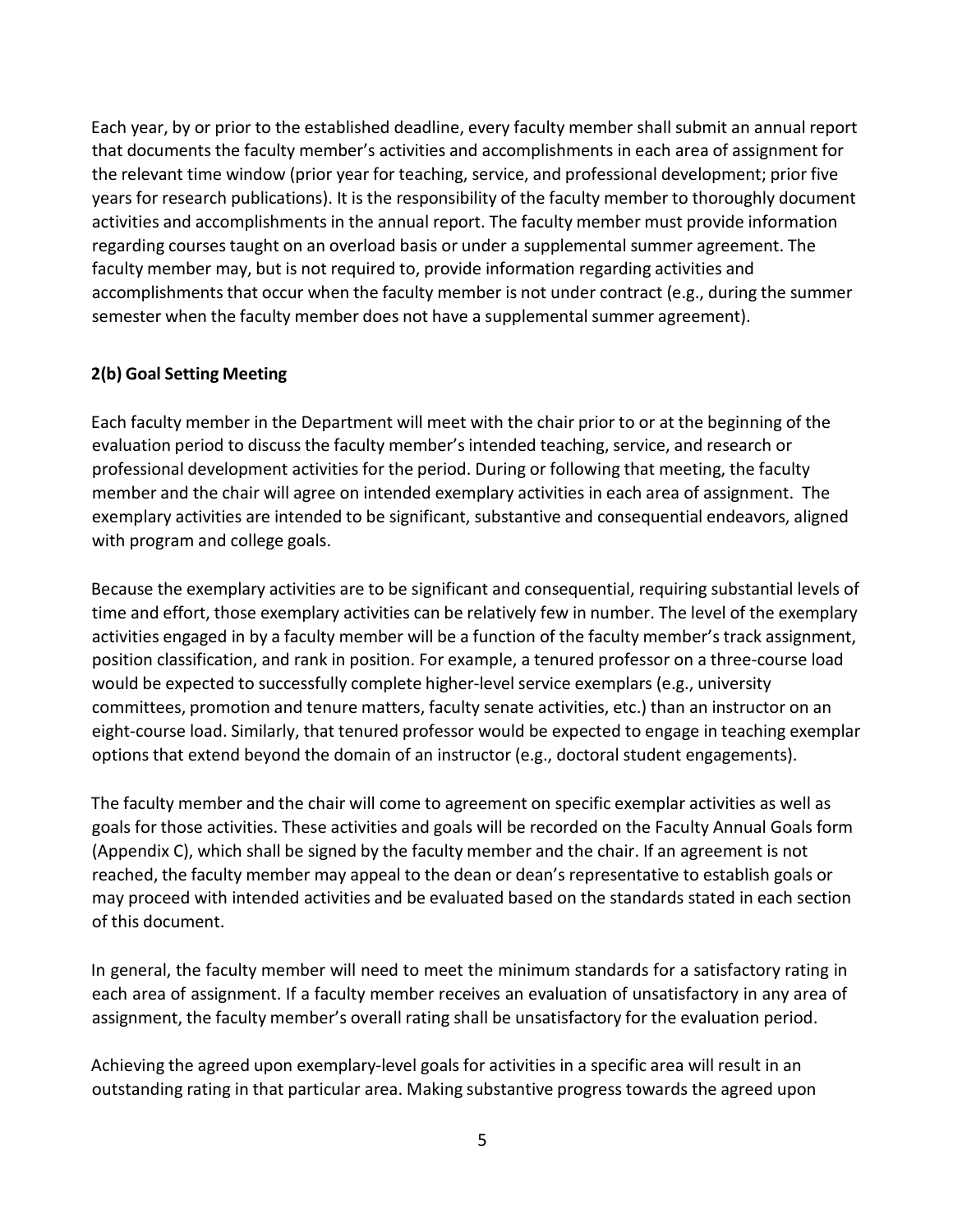Each year, by or prior to the established deadline, every faculty member shall submit an annual report that documents the faculty member's activities and accomplishments in each area of assignment for the relevant time window (prior year for teaching, service, and professional development; prior five years for research publications). It is the responsibility of the faculty member to thoroughly document activities and accomplishments in the annual report. The faculty member must provide information regarding courses taught on an overload basis or under a supplemental summer agreement. The faculty member may, but is not required to, provide information regarding activities and accomplishments that occur when the faculty member is not under contract (e.g., during the summer semester when the faculty member does not have a supplemental summer agreement).

### 2(b) Goal Setting Meeting

Each faculty member in the Department will meet with the chair prior to or at the beginning of the evaluation period to discuss the faculty member's intended teaching, service, and research or professional development activities for the period. During or following that meeting, the faculty member and the chair will agree on intended exemplary activities in each area of assignment. The exemplary activities are intended to be significant, substantive and consequential endeavors, aligned with program and college goals.

Because the exemplary activities are to be significant and consequential, requiring substantial levels of time and effort, those exemplary activities can be relatively few in number. The level of the exemplary activities engaged in by a faculty member will be a function of the faculty member's track assignment, position classification, and rank in position. For example, a tenured professor on a three-course load would be expected to successfully complete higher-level service exemplars (e.g., university committees, promotion and tenure matters, faculty senate activities, etc.) than an instructor on an eight-course load. Similarly, that tenured professor would be expected to engage in teaching exemplar options that extend beyond the domain of an instructor (e.g., doctoral student engagements).

The faculty member and the chair will come to agreement on specific exemplar activities as well as goals for those activities. These activities and goals will be recorded on the Faculty Annual Goals form (Appendix C), which shall be signed by the faculty member and the chair. If an agreement is not reached, the faculty member may appeal to the dean or dean's representative to establish goals or may proceed with intended activities and be evaluated based on the standards stated in each section of this document.

In general, the faculty member will need to meet the minimum standards for a satisfactory rating in each area of assignment. If a faculty member receives an evaluation of unsatisfactory in any area of assignment, the faculty member's overall rating shall be unsatisfactory for the evaluation period.

Achieving the agreed upon exemplary-level goals for activities in a specific area will result in an outstanding rating in that particular area. Making substantive progress towards the agreed upon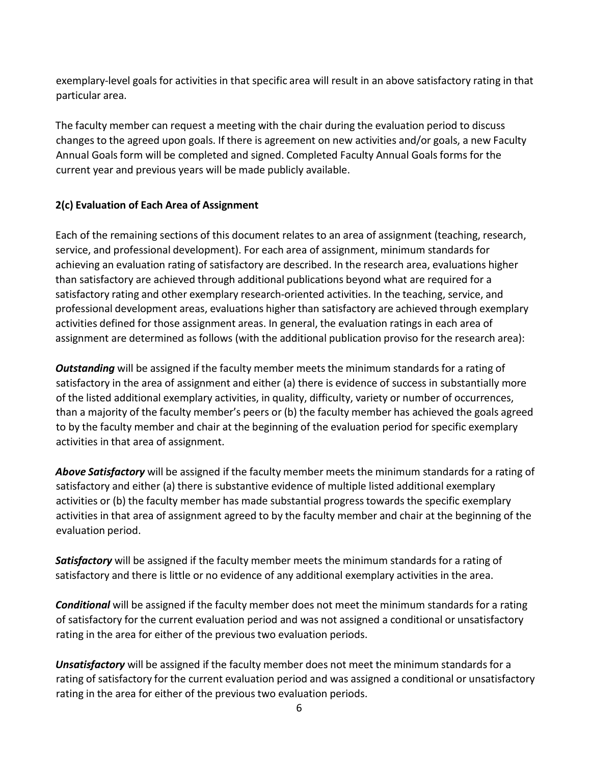exemplary-level goals for activities in that specific area will result in an above satisfactory rating in that particular area.

The faculty member can request a meeting with the chair during the evaluation period to discuss changes to the agreed upon goals. If there is agreement on new activities and/or goals, a new Faculty Annual Goals form will be completed and signed. Completed Faculty Annual Goals forms for the current year and previous years will be made publicly available.

### 2(c) Evaluation of Each Area of Assignment

Each of the remaining sections of this document relates to an area of assignment (teaching, research, service, and professional development). For each area of assignment, minimum standards for achieving an evaluation rating of satisfactory are described. In the research area, evaluations higher than satisfactory are achieved through additional publications beyond what are required for a satisfactory rating and other exemplary research-oriented activities. In the teaching, service, and professional development areas, evaluations higher than satisfactory are achieved through exemplary activities defined for those assignment areas. In general, the evaluation ratings in each area of assignment are determined as follows (with the additional publication proviso for the research area):

***Outstanding*** will be assigned if the faculty member meets the minimum standards for a rating of satisfactory in the area of assignment and either (a) there is evidence of success in substantially more of the listed additional exemplary activities, in quality, difficulty, variety or number of occurrences, than a majority of the faculty member's peers or (b) the faculty member has achieved the goals agreed to by the faculty member and chair at the beginning of the evaluation period for specific exemplary activities in that area of assignment.

***Above Satisfactory*** will be assigned if the faculty member meets the minimum standards for a rating of satisfactory and either (a) there is substantive evidence of multiple listed additional exemplary activities or (b) the faculty member has made substantial progress towards the specific exemplary activities in that area of assignment agreed to by the faculty member and chair at the beginning of the evaluation period.

***Satisfactory*** will be assigned if the faculty member meets the minimum standards for a rating of satisfactory and there is little or no evidence of any additional exemplary activities in the area.

***Conditional*** will be assigned if the faculty member does not meet the minimum standards for a rating of satisfactory for the current evaluation period and was not assigned a conditional or unsatisfactory rating in the area for either of the previous two evaluation periods.

***Unsatisfactory*** will be assigned if the faculty member does not meet the minimum standards for a rating of satisfactory for the current evaluation period and was assigned a conditional or unsatisfactory rating in the area for either of the previous two evaluation periods.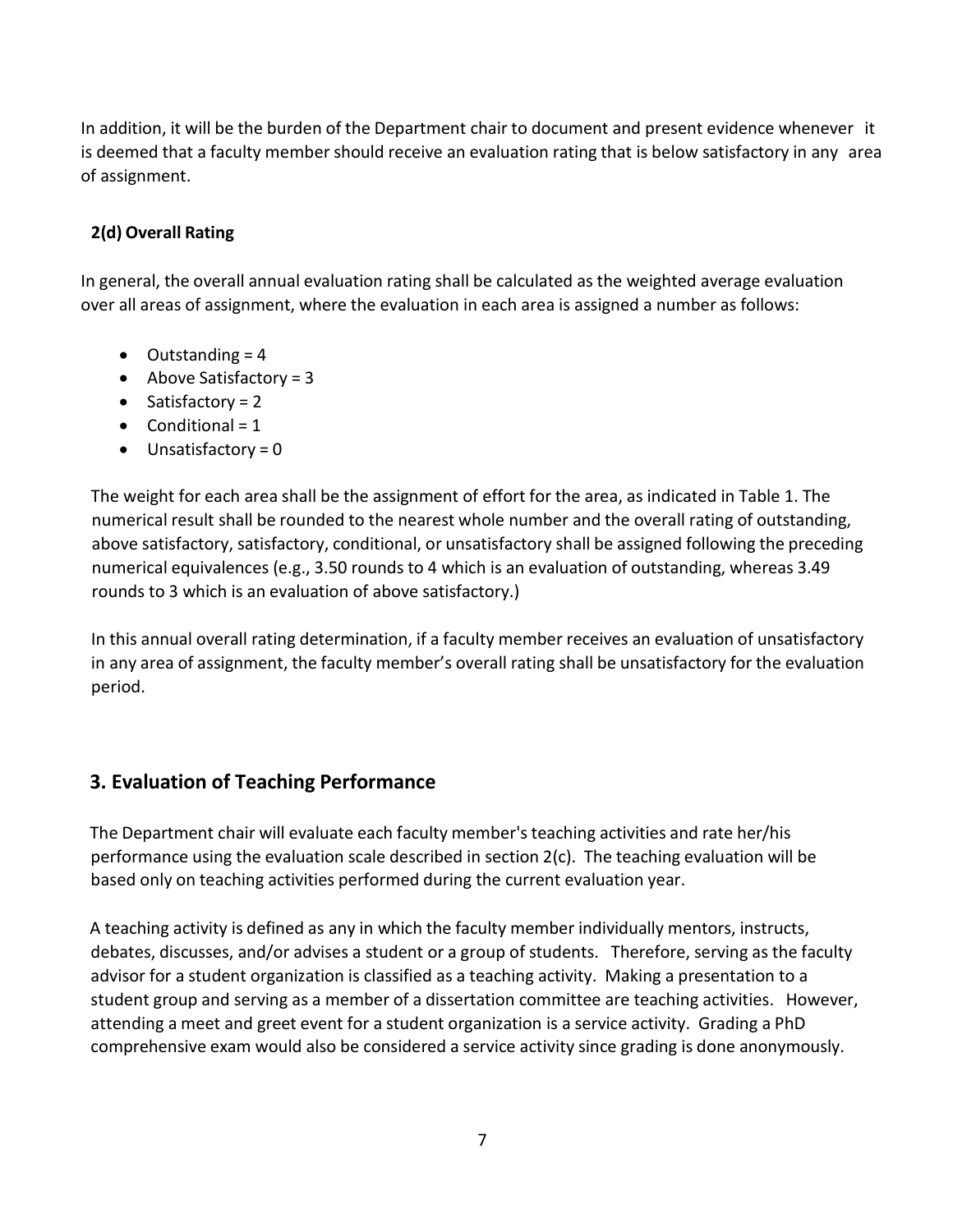In addition, it will be the burden of the Department chair to document and present evidence whenever it is deemed that a faculty member should receive an evaluation rating that is below satisfactory in any area of assignment.

### 2(d) Overall Rating

In general, the overall annual evaluation rating shall be calculated as the weighted average evaluation over all areas of assignment, where the evaluation in each area is assigned a number as follows:

- Outstanding = 4
- Above Satisfactory = 3
- Satisfactory = 2
- Conditional = 1
- Unsatisfactory = 0

The weight for each area shall be the assignment of effort for the area, as indicated in Table 1. The numerical result shall be rounded to the nearest whole number and the overall rating of outstanding, above satisfactory, satisfactory, conditional, or unsatisfactory shall be assigned following the preceding numerical equivalences (e.g., 3.50 rounds to 4 which is an evaluation of outstanding, whereas 3.49 rounds to 3 which is an evaluation of above satisfactory.)

In this annual overall rating determination, if a faculty member receives an evaluation of unsatisfactory in any area of assignment, the faculty member's overall rating shall be unsatisfactory for the evaluation period.

## 3. Evaluation of Teaching Performance

The Department chair will evaluate each faculty member's teaching activities and rate her/his performance using the evaluation scale described in section 2(c). The teaching evaluation will be based only on teaching activities performed during the current evaluation year.

A teaching activity is defined as any in which the faculty member individually mentors, instructs, debates, discusses, and/or advises a student or a group of students. Therefore, serving as the faculty advisor for a student organization is classified as a teaching activity. Making a presentation to a student group and serving as a member of a dissertation committee are teaching activities. However, attending a meet and greet event for a student organization is a service activity. Grading a PhD comprehensive exam would also be considered a service activity since grading is done anonymously.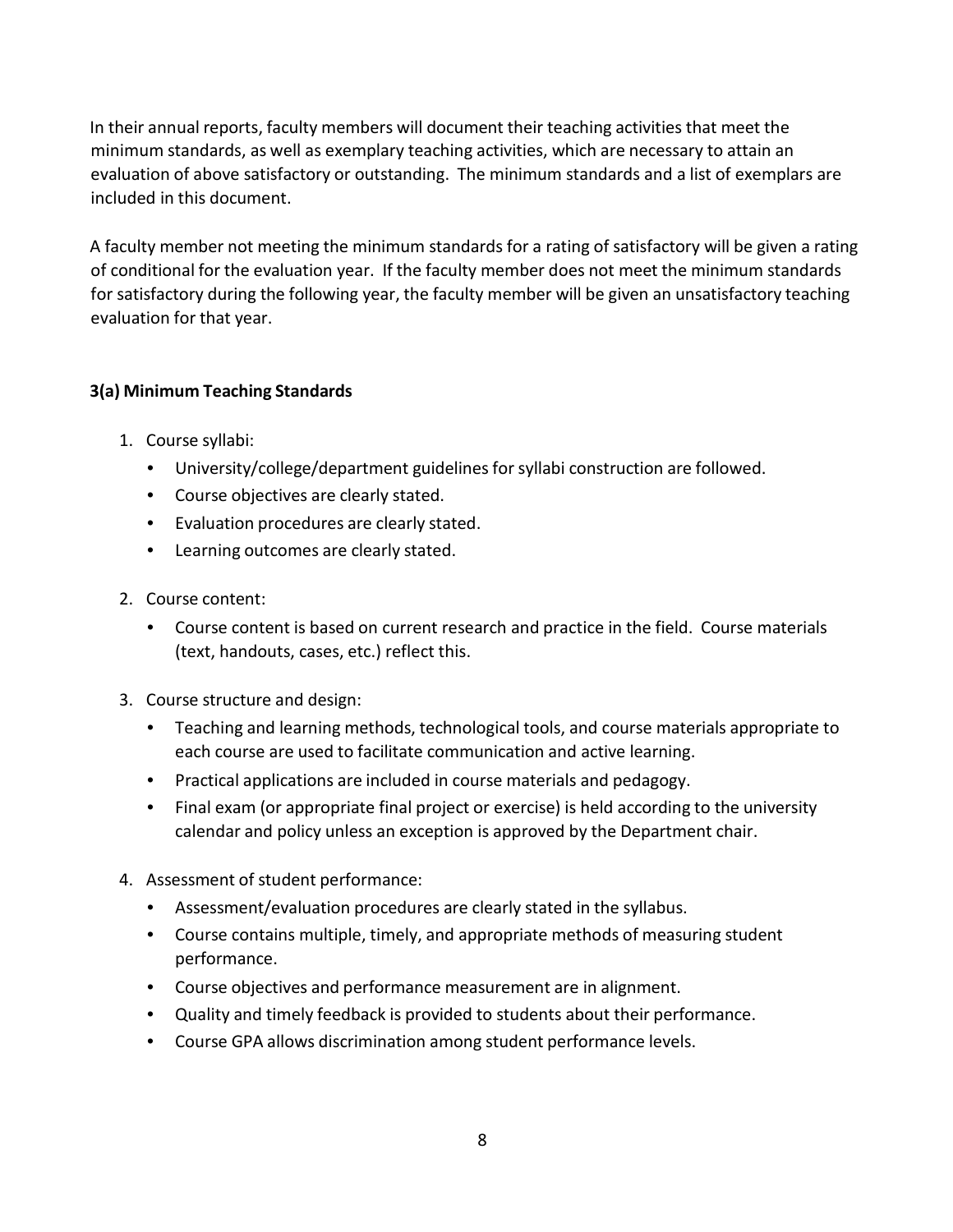In their annual reports, faculty members will document their teaching activities that meet the minimum standards, as well as exemplary teaching activities, which are necessary to attain an evaluation of above satisfactory or outstanding. The minimum standards and a list of exemplars are included in this document.

A faculty member not meeting the minimum standards for a rating of satisfactory will be given a rating of conditional for the evaluation year. If the faculty member does not meet the minimum standards for satisfactory during the following year, the faculty member will be given an unsatisfactory teaching evaluation for that year.

### 3(a) Minimum Teaching Standards

1. Course syllabi:
   - University/college/department guidelines for syllabi construction are followed.
   - Course objectives are clearly stated.
   - Evaluation procedures are clearly stated.
   - Learning outcomes are clearly stated.

2. Course content:
   - Course content is based on current research and practice in the field. Course materials (text, handouts, cases, etc.) reflect this.

3. Course structure and design:
   - Teaching and learning methods, technological tools, and course materials appropriate to each course are used to facilitate communication and active learning.
   - Practical applications are included in course materials and pedagogy.
   - Final exam (or appropriate final project or exercise) is held according to the university calendar and policy unless an exception is approved by the Department chair.

4. Assessment of student performance:
   - Assessment/evaluation procedures are clearly stated in the syllabus.
   - Course contains multiple, timely, and appropriate methods of measuring student performance.
   - Course objectives and performance measurement are in alignment.
   - Quality and timely feedback is provided to students about their performance.
   - Course GPA allows discrimination among student performance levels.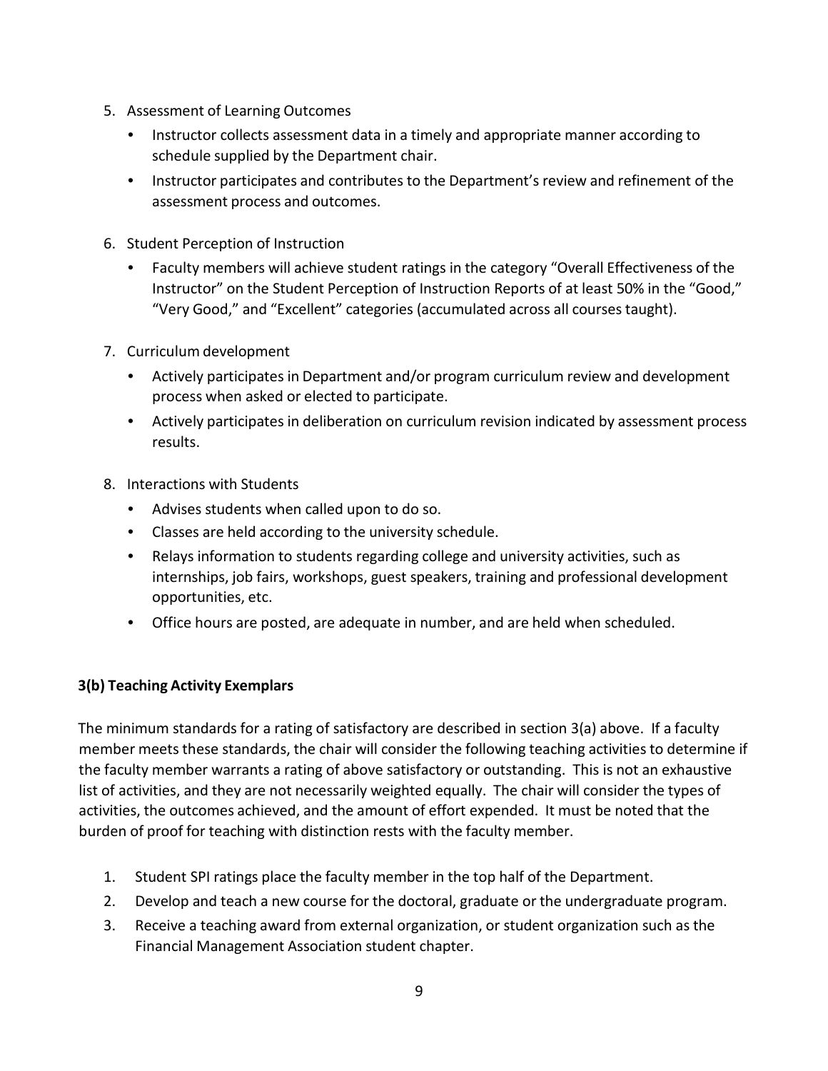5. Assessment of Learning Outcomes
   - Instructor collects assessment data in a timely and appropriate manner according to schedule supplied by the Department chair.
   - Instructor participates and contributes to the Department's review and refinement of the assessment process and outcomes.

6. Student Perception of Instruction
   - Faculty members will achieve student ratings in the category "Overall Effectiveness of the Instructor" on the Student Perception of Instruction Reports of at least 50% in the "Good," "Very Good," and "Excellent" categories (accumulated across all courses taught).

7. Curriculum development
   - Actively participates in Department and/or program curriculum review and development process when asked or elected to participate.
   - Actively participates in deliberation on curriculum revision indicated by assessment process results.

8. Interactions with Students
   - Advises students when called upon to do so.
   - Classes are held according to the university schedule.
   - Relays information to students regarding college and university activities, such as internships, job fairs, workshops, guest speakers, training and professional development opportunities, etc.
   - Office hours are posted, are adequate in number, and are held when scheduled.

### 3(b) Teaching Activity Exemplars

The minimum standards for a rating of satisfactory are described in section 3(a) above. If a faculty member meets these standards, the chair will consider the following teaching activities to determine if the faculty member warrants a rating of above satisfactory or outstanding. This is not an exhaustive list of activities, and they are not necessarily weighted equally. The chair will consider the types of activities, the outcomes achieved, and the amount of effort expended. It must be noted that the burden of proof for teaching with distinction rests with the faculty member.

1. Student SPI ratings place the faculty member in the top half of the Department.
2. Develop and teach a new course for the doctoral, graduate or the undergraduate program.
3. Receive a teaching award from external organization, or student organization such as the Financial Management Association student chapter.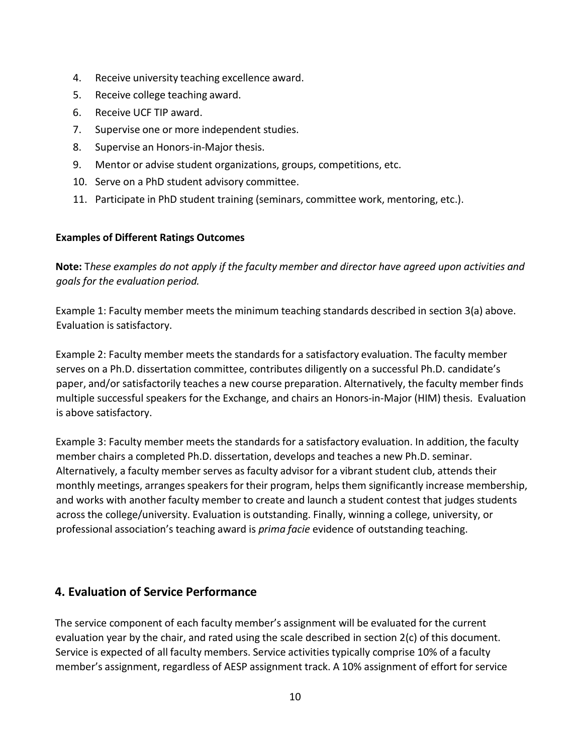4. Receive university teaching excellence award.
5. Receive college teaching award.
6. Receive UCF TIP award.
7. Supervise one or more independent studies.
8. Supervise an Honors-in-Major thesis.
9. Mentor or advise student organizations, groups, competitions, etc.
10. Serve on a PhD student advisory committee.
11. Participate in PhD student training (seminars, committee work, mentoring, etc.).

**Examples of Different Ratings Outcomes**

**Note:** T*hese examples do not apply if the faculty member and director have agreed upon activities and goals for the evaluation period.*

Example 1: Faculty member meets the minimum teaching standards described in section 3(a) above. Evaluation is satisfactory.

Example 2: Faculty member meets the standards for a satisfactory evaluation. The faculty member serves on a Ph.D. dissertation committee, contributes diligently on a successful Ph.D. candidate's paper, and/or satisfactorily teaches a new course preparation. Alternatively, the faculty member finds multiple successful speakers for the Exchange, and chairs an Honors-in-Major (HIM) thesis. Evaluation is above satisfactory.

Example 3: Faculty member meets the standards for a satisfactory evaluation. In addition, the faculty member chairs a completed Ph.D. dissertation, develops and teaches a new Ph.D. seminar. Alternatively, a faculty member serves as faculty advisor for a vibrant student club, attends their monthly meetings, arranges speakers for their program, helps them significantly increase membership, and works with another faculty member to create and launch a student contest that judges students across the college/university. Evaluation is outstanding. Finally, winning a college, university, or professional association's teaching award is *prima facie* evidence of outstanding teaching.

## 4. Evaluation of Service Performance

The service component of each faculty member's assignment will be evaluated for the current evaluation year by the chair, and rated using the scale described in section 2(c) of this document. Service is expected of all faculty members. Service activities typically comprise 10% of a faculty member's assignment, regardless of AESP assignment track. A 10% assignment of effort for service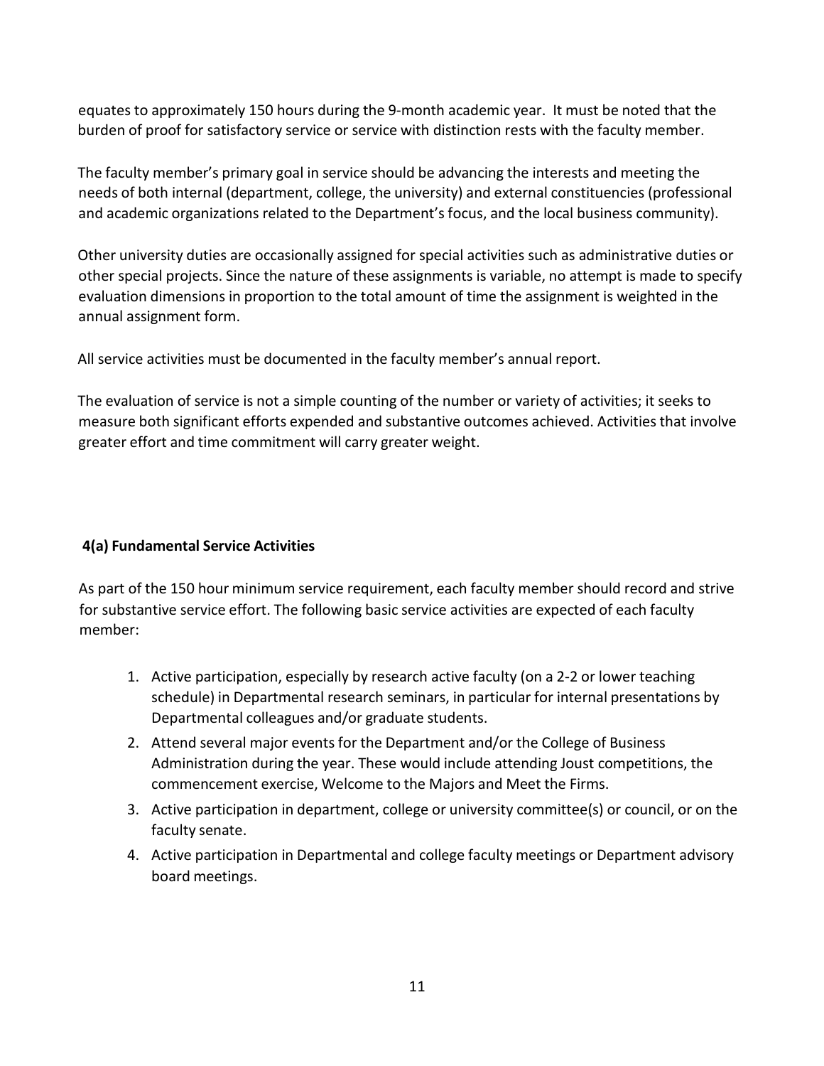equates to approximately 150 hours during the 9-month academic year. It must be noted that the burden of proof for satisfactory service or service with distinction rests with the faculty member.

The faculty member's primary goal in service should be advancing the interests and meeting the needs of both internal (department, college, the university) and external constituencies (professional and academic organizations related to the Department's focus, and the local business community).

Other university duties are occasionally assigned for special activities such as administrative duties or other special projects. Since the nature of these assignments is variable, no attempt is made to specify evaluation dimensions in proportion to the total amount of time the assignment is weighted in the annual assignment form.

All service activities must be documented in the faculty member's annual report.

The evaluation of service is not a simple counting of the number or variety of activities; it seeks to measure both significant efforts expended and substantive outcomes achieved. Activities that involve greater effort and time commitment will carry greater weight.

### 4(a) Fundamental Service Activities

As part of the 150 hour minimum service requirement, each faculty member should record and strive for substantive service effort. The following basic service activities are expected of each faculty member:

1. Active participation, especially by research active faculty (on a 2-2 or lower teaching schedule) in Departmental research seminars, in particular for internal presentations by Departmental colleagues and/or graduate students.
2. Attend several major events for the Department and/or the College of Business Administration during the year. These would include attending Joust competitions, the commencement exercise, Welcome to the Majors and Meet the Firms.
3. Active participation in department, college or university committee(s) or council, or on the faculty senate.
4. Active participation in Departmental and college faculty meetings or Department advisory board meetings.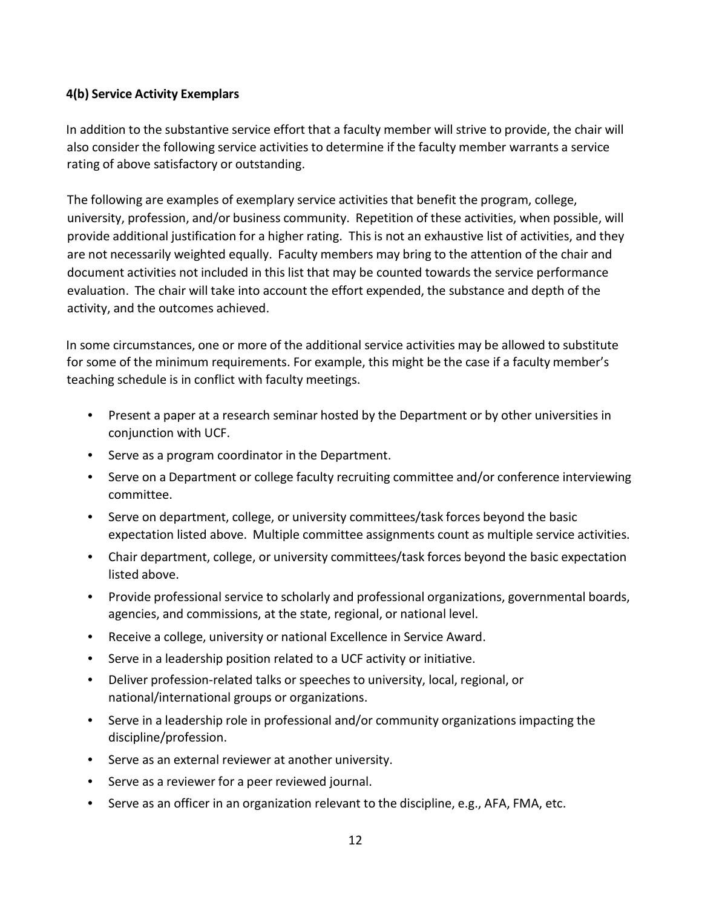#### 4(b) Service Activity Exemplars

In addition to the substantive service effort that a faculty member will strive to provide, the chair will also consider the following service activities to determine if the faculty member warrants a service rating of above satisfactory or outstanding.

The following are examples of exemplary service activities that benefit the program, college, university, profession, and/or business community. Repetition of these activities, when possible, will provide additional justification for a higher rating. This is not an exhaustive list of activities, and they are not necessarily weighted equally. Faculty members may bring to the attention of the chair and document activities not included in this list that may be counted towards the service performance evaluation. The chair will take into account the effort expended, the substance and depth of the activity, and the outcomes achieved.

In some circumstances, one or more of the additional service activities may be allowed to substitute for some of the minimum requirements. For example, this might be the case if a faculty member's teaching schedule is in conflict with faculty meetings.

- Present a paper at a research seminar hosted by the Department or by other universities in conjunction with UCF.
- Serve as a program coordinator in the Department.
- Serve on a Department or college faculty recruiting committee and/or conference interviewing committee.
- Serve on department, college, or university committees/task forces beyond the basic expectation listed above. Multiple committee assignments count as multiple service activities.
- Chair department, college, or university committees/task forces beyond the basic expectation listed above.
- Provide professional service to scholarly and professional organizations, governmental boards, agencies, and commissions, at the state, regional, or national level.
- Receive a college, university or national Excellence in Service Award.
- Serve in a leadership position related to a UCF activity or initiative.
- Deliver profession-related talks or speeches to university, local, regional, or national/international groups or organizations.
- Serve in a leadership role in professional and/or community organizations impacting the discipline/profession.
- Serve as an external reviewer at another university.
- Serve as a reviewer for a peer reviewed journal.
- Serve as an officer in an organization relevant to the discipline, e.g., AFA, FMA, etc.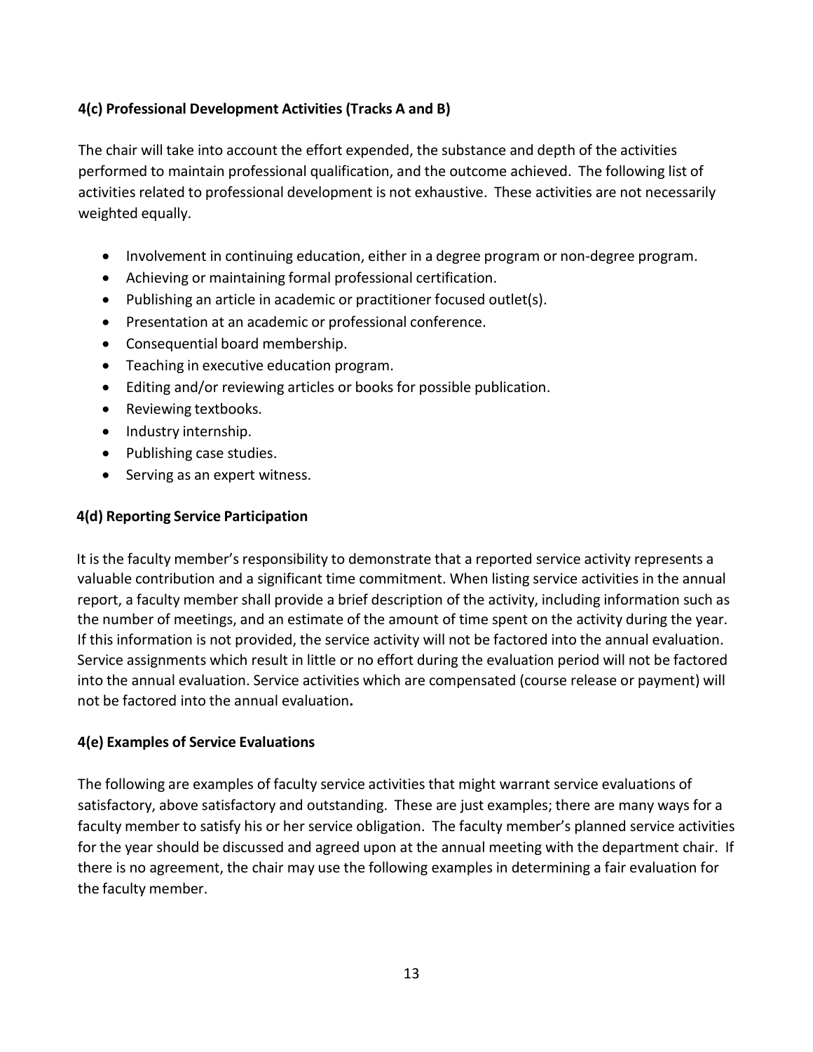### 4(c) Professional Development Activities (Tracks A and B)

The chair will take into account the effort expended, the substance and depth of the activities performed to maintain professional qualification, and the outcome achieved. The following list of activities related to professional development is not exhaustive. These activities are not necessarily weighted equally.

- Involvement in continuing education, either in a degree program or non-degree program.
- Achieving or maintaining formal professional certification.
- Publishing an article in academic or practitioner focused outlet(s).
- Presentation at an academic or professional conference.
- Consequential board membership.
- Teaching in executive education program.
- Editing and/or reviewing articles or books for possible publication.
- Reviewing textbooks.
- Industry internship.
- Publishing case studies.
- Serving as an expert witness.

### 4(d) Reporting Service Participation

It is the faculty member's responsibility to demonstrate that a reported service activity represents a valuable contribution and a significant time commitment. When listing service activities in the annual report, a faculty member shall provide a brief description of the activity, including information such as the number of meetings, and an estimate of the amount of time spent on the activity during the year. If this information is not provided, the service activity will not be factored into the annual evaluation. Service assignments which result in little or no effort during the evaluation period will not be factored into the annual evaluation. Service activities which are compensated (course release or payment) will not be factored into the annual evaluation**.**

### 4(e) Examples of Service Evaluations

The following are examples of faculty service activities that might warrant service evaluations of satisfactory, above satisfactory and outstanding. These are just examples; there are many ways for a faculty member to satisfy his or her service obligation. The faculty member's planned service activities for the year should be discussed and agreed upon at the annual meeting with the department chair. If there is no agreement, the chair may use the following examples in determining a fair evaluation for the faculty member.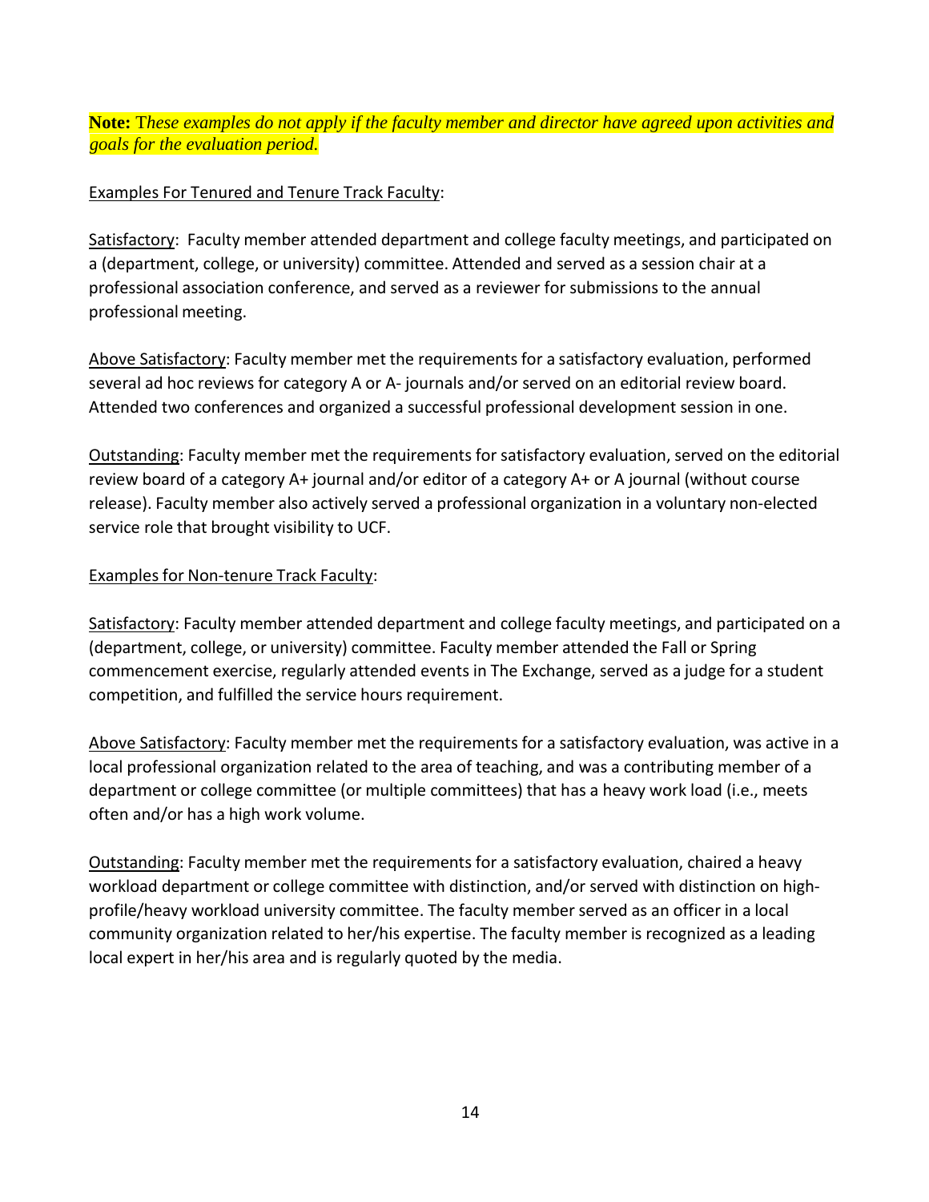**Note:** T*hese examples do not apply if the faculty member and director have agreed upon activities and goals for the evaluation period.*

Examples For Tenured and Tenure Track Faculty:

Satisfactory: Faculty member attended department and college faculty meetings, and participated on a (department, college, or university) committee. Attended and served as a session chair at a professional association conference, and served as a reviewer for submissions to the annual professional meeting.

Above Satisfactory: Faculty member met the requirements for a satisfactory evaluation, performed several ad hoc reviews for category A or A- journals and/or served on an editorial review board. Attended two conferences and organized a successful professional development session in one.

Outstanding: Faculty member met the requirements for satisfactory evaluation, served on the editorial review board of a category A+ journal and/or editor of a category A+ or A journal (without course release). Faculty member also actively served a professional organization in a voluntary non-elected service role that brought visibility to UCF.

Examples for Non-tenure Track Faculty:

Satisfactory: Faculty member attended department and college faculty meetings, and participated on a (department, college, or university) committee. Faculty member attended the Fall or Spring commencement exercise, regularly attended events in The Exchange, served as a judge for a student competition, and fulfilled the service hours requirement.

Above Satisfactory: Faculty member met the requirements for a satisfactory evaluation, was active in a local professional organization related to the area of teaching, and was a contributing member of a department or college committee (or multiple committees) that has a heavy work load (i.e., meets often and/or has a high work volume.

Outstanding: Faculty member met the requirements for a satisfactory evaluation, chaired a heavy workload department or college committee with distinction, and/or served with distinction on high-profile/heavy workload university committee. The faculty member served as an officer in a local community organization related to her/his expertise. The faculty member is recognized as a leading local expert in her/his area and is regularly quoted by the media.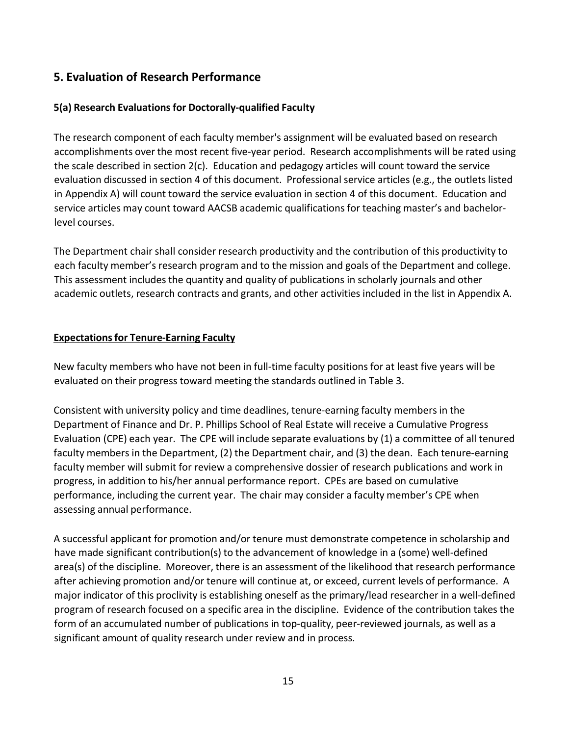## 5. Evaluation of Research Performance

### 5(a) Research Evaluations for Doctorally-qualified Faculty

The research component of each faculty member's assignment will be evaluated based on research accomplishments over the most recent five-year period. Research accomplishments will be rated using the scale described in section 2(c). Education and pedagogy articles will count toward the service evaluation discussed in section 4 of this document. Professional service articles (e.g., the outlets listed in Appendix A) will count toward the service evaluation in section 4 of this document. Education and service articles may count toward AACSB academic qualifications for teaching master's and bachelor-level courses.

The Department chair shall consider research productivity and the contribution of this productivity to each faculty member's research program and to the mission and goals of the Department and college. This assessment includes the quantity and quality of publications in scholarly journals and other academic outlets, research contracts and grants, and other activities included in the list in Appendix A.

**Expectations for Tenure-Earning Faculty**

New faculty members who have not been in full-time faculty positions for at least five years will be evaluated on their progress toward meeting the standards outlined in Table 3.

Consistent with university policy and time deadlines, tenure-earning faculty members in the Department of Finance and Dr. P. Phillips School of Real Estate will receive a Cumulative Progress Evaluation (CPE) each year. The CPE will include separate evaluations by (1) a committee of all tenured faculty members in the Department, (2) the Department chair, and (3) the dean. Each tenure-earning faculty member will submit for review a comprehensive dossier of research publications and work in progress, in addition to his/her annual performance report. CPEs are based on cumulative performance, including the current year. The chair may consider a faculty member's CPE when assessing annual performance.

A successful applicant for promotion and/or tenure must demonstrate competence in scholarship and have made significant contribution(s) to the advancement of knowledge in a (some) well-defined area(s) of the discipline. Moreover, there is an assessment of the likelihood that research performance after achieving promotion and/or tenure will continue at, or exceed, current levels of performance. A major indicator of this proclivity is establishing oneself as the primary/lead researcher in a well-defined program of research focused on a specific area in the discipline. Evidence of the contribution takes the form of an accumulated number of publications in top-quality, peer-reviewed journals, as well as a significant amount of quality research under review and in process.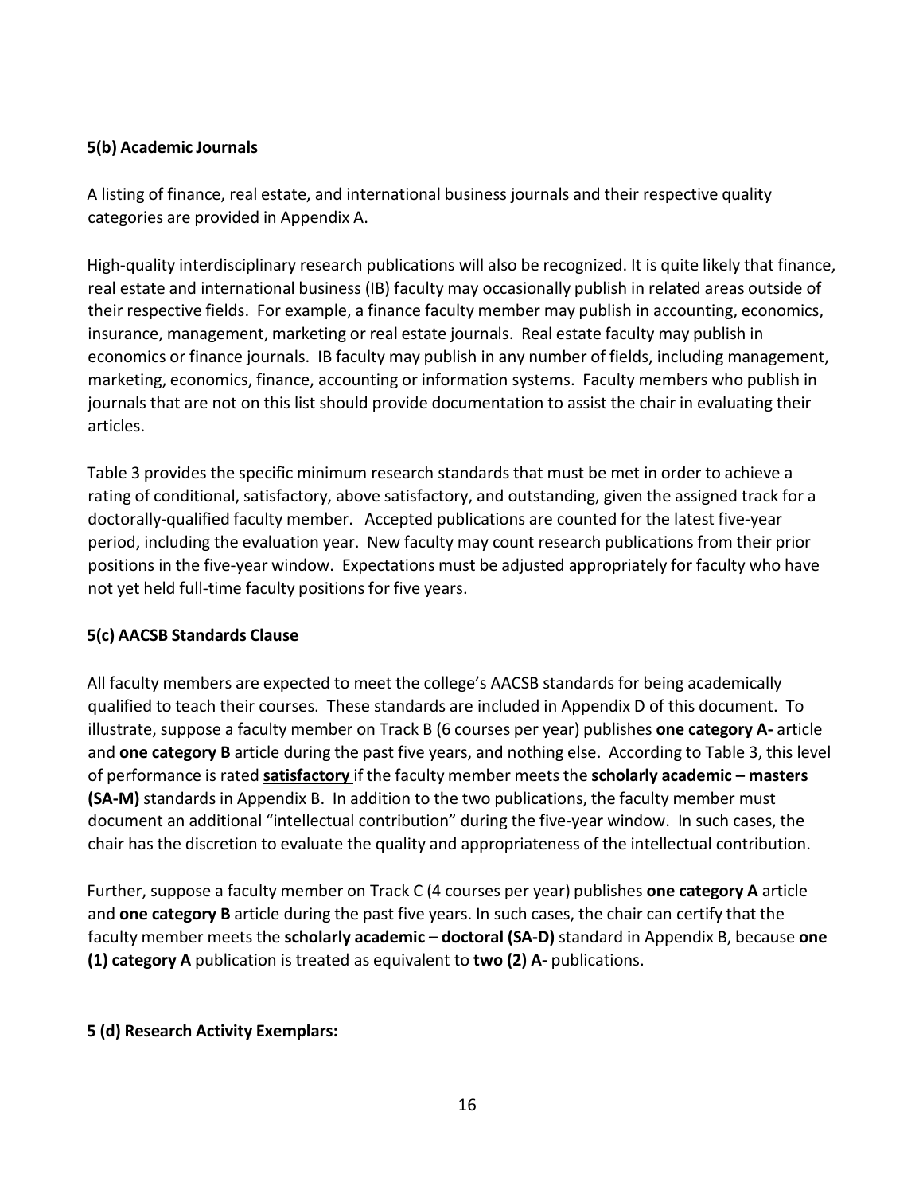### 5(b) Academic Journals

A listing of finance, real estate, and international business journals and their respective quality categories are provided in Appendix A.

High-quality interdisciplinary research publications will also be recognized. It is quite likely that finance, real estate and international business (IB) faculty may occasionally publish in related areas outside of their respective fields. For example, a finance faculty member may publish in accounting, economics, insurance, management, marketing or real estate journals. Real estate faculty may publish in economics or finance journals. IB faculty may publish in any number of fields, including management, marketing, economics, finance, accounting or information systems. Faculty members who publish in journals that are not on this list should provide documentation to assist the chair in evaluating their articles.

Table 3 provides the specific minimum research standards that must be met in order to achieve a rating of conditional, satisfactory, above satisfactory, and outstanding, given the assigned track for a doctorally-qualified faculty member. Accepted publications are counted for the latest five-year period, including the evaluation year. New faculty may count research publications from their prior positions in the five-year window. Expectations must be adjusted appropriately for faculty who have not yet held full-time faculty positions for five years.

### 5(c) AACSB Standards Clause

All faculty members are expected to meet the college's AACSB standards for being academically qualified to teach their courses. These standards are included in Appendix D of this document. To illustrate, suppose a faculty member on Track B (6 courses per year) publishes **one category A-** article and **one category B** article during the past five years, and nothing else. According to Table 3, this level of performance is rated **<u>satisfactory</u>** if the faculty member meets the **scholarly academic – masters (SA-M)** standards in Appendix B. In addition to the two publications, the faculty member must document an additional "intellectual contribution" during the five-year window. In such cases, the chair has the discretion to evaluate the quality and appropriateness of the intellectual contribution.

Further, suppose a faculty member on Track C (4 courses per year) publishes **one category A** article and **one category B** article during the past five years. In such cases, the chair can certify that the faculty member meets the **scholarly academic – doctoral (SA-D)** standard in Appendix B, because **one (1) category A** publication is treated as equivalent to **two (2) A-** publications.

### 5 (d) Research Activity Exemplars: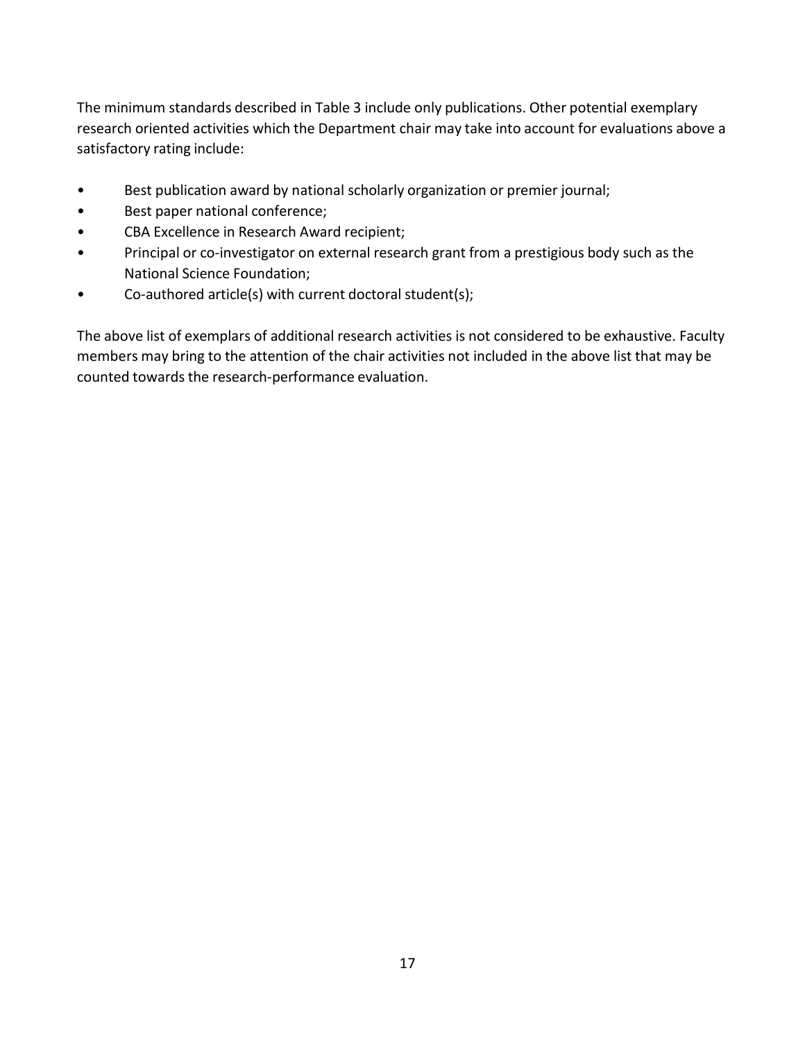The minimum standards described in Table 3 include only publications. Other potential exemplary research oriented activities which the Department chair may take into account for evaluations above a satisfactory rating include:

- Best publication award by national scholarly organization or premier journal;
- Best paper national conference;
- CBA Excellence in Research Award recipient;
- Principal or co-investigator on external research grant from a prestigious body such as the National Science Foundation;
- Co-authored article(s) with current doctoral student(s);

The above list of exemplars of additional research activities is not considered to be exhaustive. Faculty members may bring to the attention of the chair activities not included in the above list that may be counted towards the research-performance evaluation.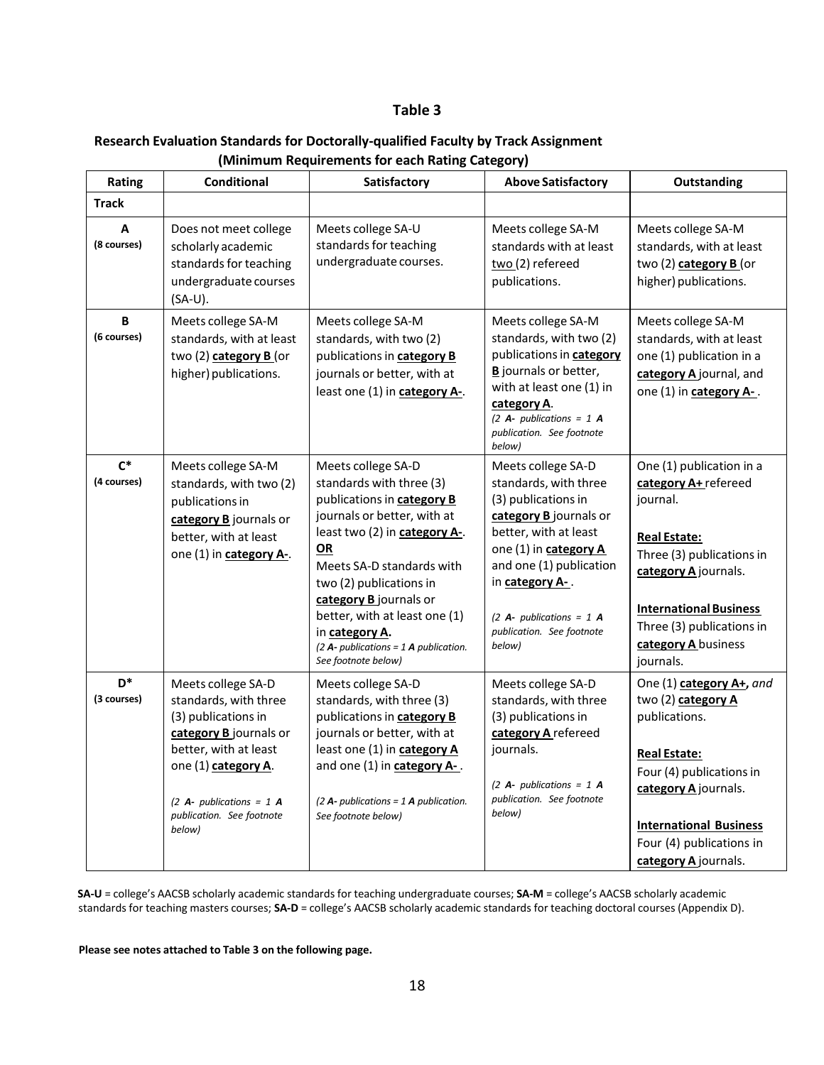## Table 3

### Research Evaluation Standards for Doctorally-qualified Faculty by Track Assignment (Minimum Requirements for each Rating Category)

| Rating | Conditional | Satisfactory | Above Satisfactory | Outstanding |
|---|---|---|---|---|
| **Track** | | | | |
| **A** **(8 courses)** | Does not meet college scholarly academic standards for teaching undergraduate courses (SA-U). | Meets college SA-U standards for teaching undergraduate courses. | Meets college SA-M standards with at least two (2) refereed publications. | Meets college SA-M standards, with at least two (2) **category B** (or higher) publications. |
| **B** **(6 courses)** | Meets college SA-M standards, with at least two (2) **category B** (or higher) publications. | Meets college SA-M standards, with two (2) publications in **category B** journals or better, with at least one (1) in **category A-**. | Meets college SA-M standards, with two (2) publications in **category B** journals or better, with at least one (1) in **category A**. *(2 **A-** publications = 1 **A** publication. See footnote below)* | Meets college SA-M standards, with at least one (1) publication in a **category A** journal, and one (1) in **category A-** . |
| **C*** **(4 courses)** | Meets college SA-M standards, with two (2) publications in **category B** journals or better, with at least one (1) in **category A-**. | Meets college SA-D standards with three (3) publications in **category B** journals or better, with at least two (2) in **category A-**. **OR** Meets SA-D standards with two (2) publications in **category B** journals or better, with at least one (1) in **category A.** *(2 **A-** publications = 1 **A** publication. See footnote below)* | Meets college SA-D standards, with three (3) publications in **category B** journals or better, with at least one (1) in **category A** and one (1) publication in **category A-** . *(2 **A-** publications = 1 **A** publication. See footnote below)* | One (1) publication in a **category A+** refereed journal. **Real Estate:** Three (3) publications in **category A** journals. **International Business** Three (3) publications in **category A** business journals. |
| **D*** **(3 courses)** | Meets college SA-D standards, with three (3) publications in **category B** journals or better, with at least one (1) **category A**. *(2 **A-** publications = 1 **A** publication. See footnote below)* | Meets college SA-D standards, with three (3) publications in **category B** journals or better, with at least one (1) in **category A** and one (1) in **category A-** . *(2 **A-** publications = 1 **A** publication. See footnote below)* | Meets college SA-D standards, with three (3) publications in **category A** refereed journals. *(2 **A-** publications = 1 **A** publication. See footnote below)* | One (1) **category A+,** *and* two (2) **category A** publications. **Real Estate:** Four (4) publications in **category A** journals. **International Business** Four (4) publications in **category A** journals. |

**SA-U** = college's AACSB scholarly academic standards for teaching undergraduate courses; **SA-M** = college's AACSB scholarly academic standards for teaching masters courses; **SA-D** = college's AACSB scholarly academic standards for teaching doctoral courses (Appendix D).

**Please see notes attached to Table 3 on the following page.**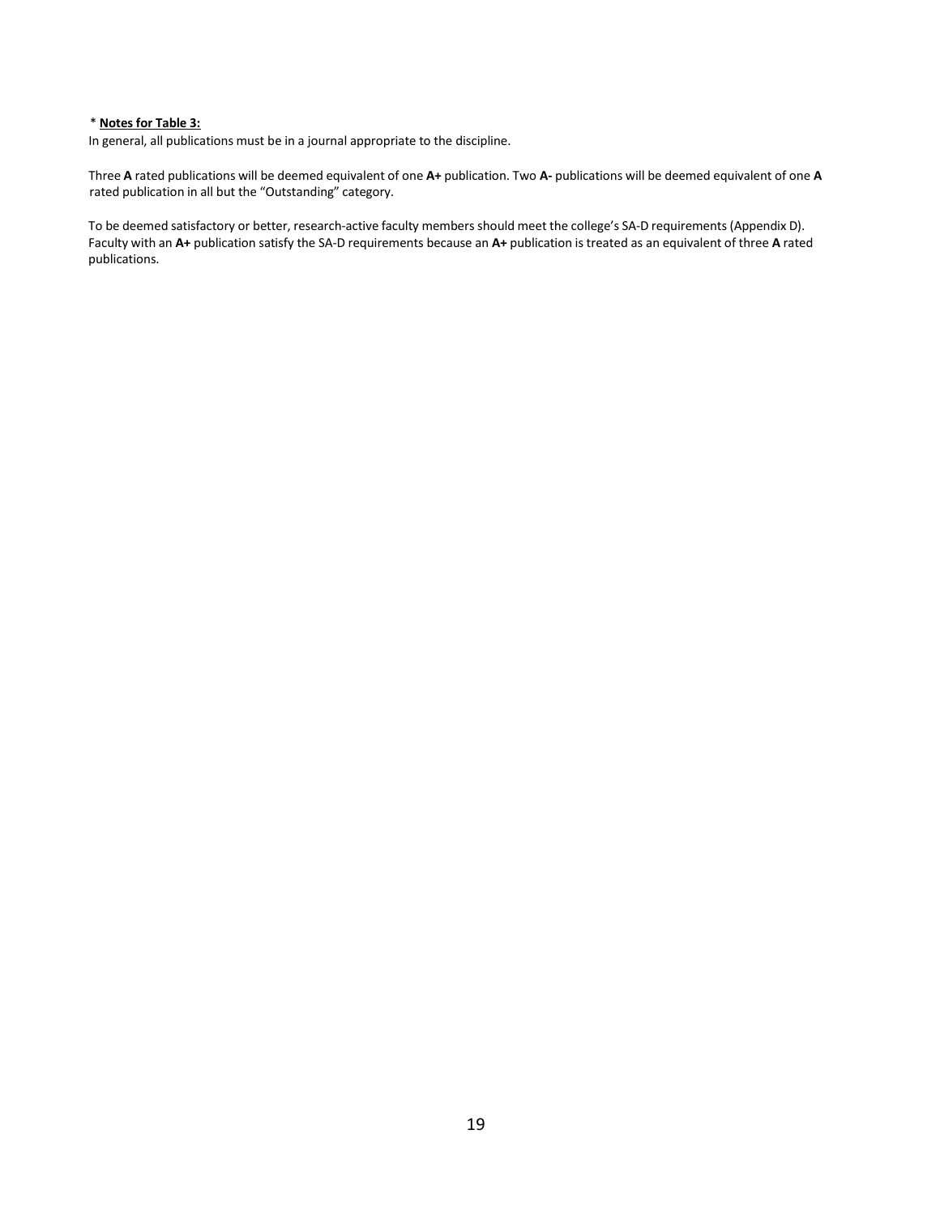\* **Notes for Table 3:**

In general, all publications must be in a journal appropriate to the discipline.

Three **A** rated publications will be deemed equivalent of one **A+** publication. Two **A-** publications will be deemed equivalent of one **A** rated publication in all but the "Outstanding" category.

To be deemed satisfactory or better, research-active faculty members should meet the college's SA-D requirements (Appendix D). Faculty with an **A+** publication satisfy the SA-D requirements because an **A+** publication is treated as an equivalent of three **A** rated publications.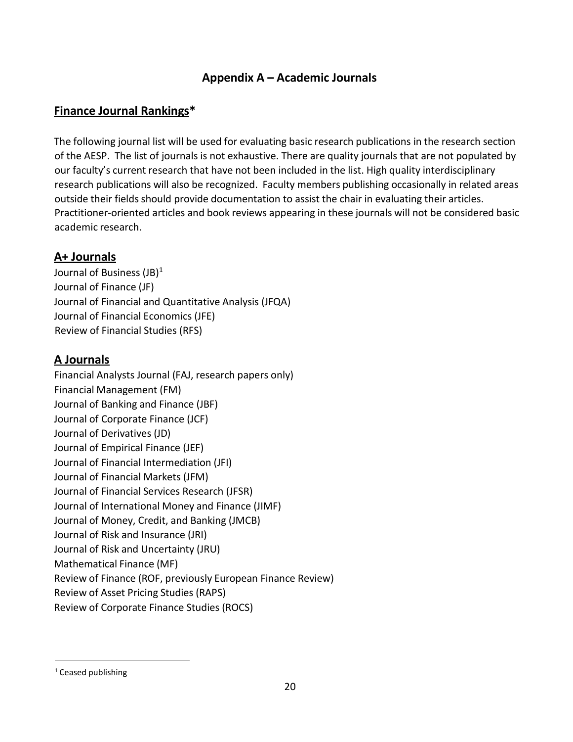## Appendix A – Academic Journals

### Finance Journal Rankings*

The following journal list will be used for evaluating basic research publications in the research section of the AESP. The list of journals is not exhaustive. There are quality journals that are not populated by our faculty's current research that have not been included in the list. High quality interdisciplinary research publications will also be recognized. Faculty members publishing occasionally in related areas outside their fields should provide documentation to assist the chair in evaluating their articles. Practitioner-oriented articles and book reviews appearing in these journals will not be considered basic academic research.

### A+ Journals

Journal of Business (JB)[1]
Journal of Finance (JF)
Journal of Financial and Quantitative Analysis (JFQA)
Journal of Financial Economics (JFE)
Review of Financial Studies (RFS)

### A Journals

Financial Analysts Journal (FAJ, research papers only)
Financial Management (FM)
Journal of Banking and Finance (JBF)
Journal of Corporate Finance (JCF)
Journal of Derivatives (JD)
Journal of Empirical Finance (JEF)
Journal of Financial Intermediation (JFI)
Journal of Financial Markets (JFM)
Journal of Financial Services Research (JFSR)
Journal of International Money and Finance (JIMF)
Journal of Money, Credit, and Banking (JMCB)
Journal of Risk and Insurance (JRI)
Journal of Risk and Uncertainty (JRU)
Mathematical Finance (MF)
Review of Finance (ROF, previously European Finance Review)
Review of Asset Pricing Studies (RAPS)
Review of Corporate Finance Studies (ROCS)

---

[1] Ceased publishing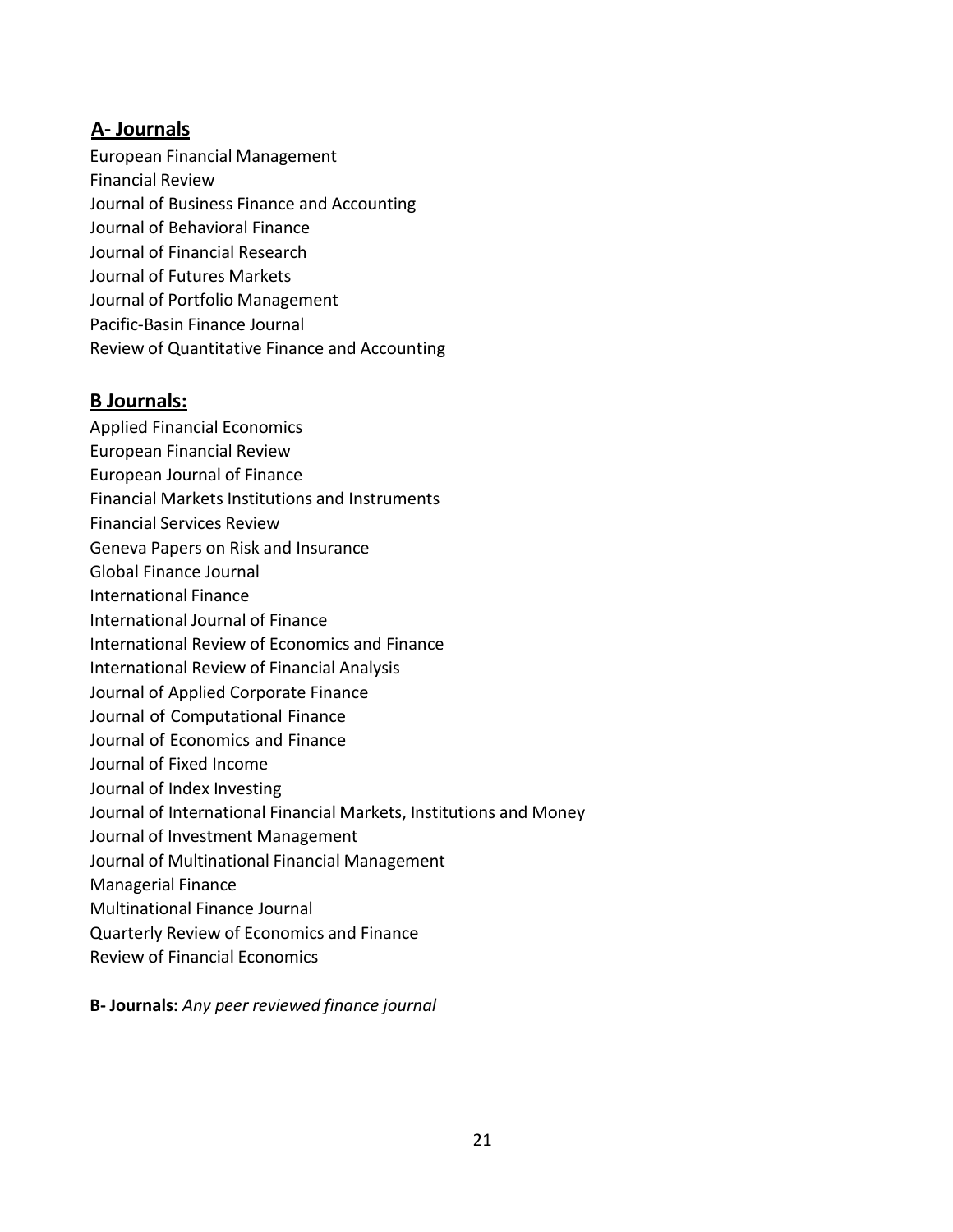## A- Journals

European Financial Management
Financial Review
Journal of Business Finance and Accounting
Journal of Behavioral Finance
Journal of Financial Research
Journal of Futures Markets
Journal of Portfolio Management
Pacific-Basin Finance Journal
Review of Quantitative Finance and Accounting

## B Journals:

Applied Financial Economics
European Financial Review
European Journal of Finance
Financial Markets Institutions and Instruments
Financial Services Review
Geneva Papers on Risk and Insurance
Global Finance Journal
International Finance
International Journal of Finance
International Review of Economics and Finance
International Review of Financial Analysis
Journal of Applied Corporate Finance
Journal of Computational Finance
Journal of Economics and Finance
Journal of Fixed Income
Journal of Index Investing
Journal of International Financial Markets, Institutions and Money
Journal of Investment Management
Journal of Multinational Financial Management
Managerial Finance
Multinational Finance Journal
Quarterly Review of Economics and Finance
Review of Financial Economics

**B- Journals:** *Any peer reviewed finance journal*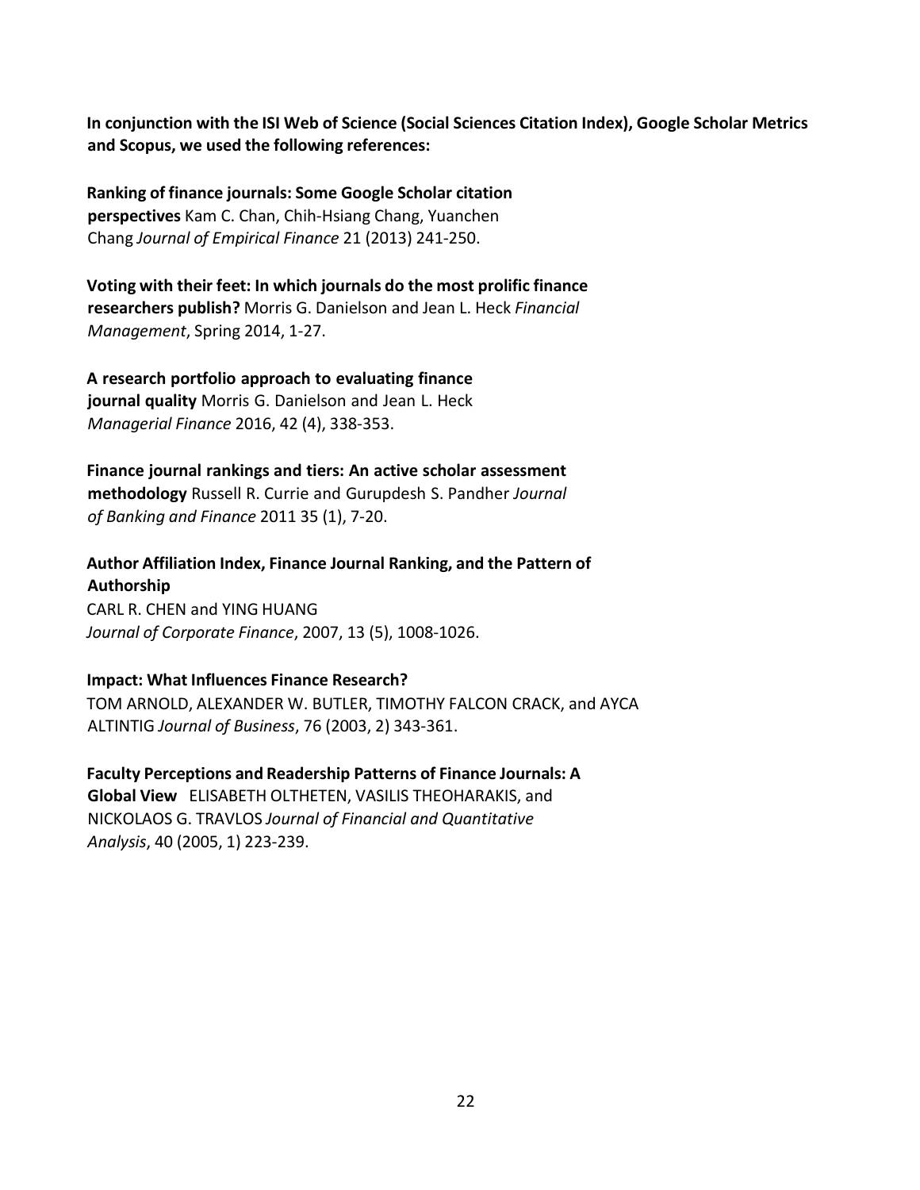**In conjunction with the ISI Web of Science (Social Sciences Citation Index), Google Scholar Metrics and Scopus, we used the following references:**

**Ranking of finance journals: Some Google Scholar citation perspectives** Kam C. Chan, Chih-Hsiang Chang, Yuanchen Chang *Journal of Empirical Finance* 21 (2013) 241-250.

**Voting with their feet: In which journals do the most prolific finance researchers publish?** Morris G. Danielson and Jean L. Heck *Financial Management*, Spring 2014, 1-27.

**A research portfolio approach to evaluating finance journal quality** Morris G. Danielson and Jean L. Heck *Managerial Finance* 2016, 42 (4), 338-353.

**Finance journal rankings and tiers: An active scholar assessment methodology** Russell R. Currie and Gurupdesh S. Pandher *Journal of Banking and Finance* 2011 35 (1), 7-20.

**Author Affiliation Index, Finance Journal Ranking, and the Pattern of Authorship**
CARL R. CHEN and YING HUANG
*Journal of Corporate Finance*, 2007, 13 (5), 1008-1026.

**Impact: What Influences Finance Research?**
TOM ARNOLD, ALEXANDER W. BUTLER, TIMOTHY FALCON CRACK, and AYCA ALTINTIG *Journal of Business*, 76 (2003, 2) 343-361.

**Faculty Perceptions and Readership Patterns of Finance Journals: A Global View** ELISABETH OLTHETEN, VASILIS THEOHARAKIS, and NICKOLAOS G. TRAVLOS *Journal of Financial and Quantitative Analysis*, 40 (2005, 1) 223-239.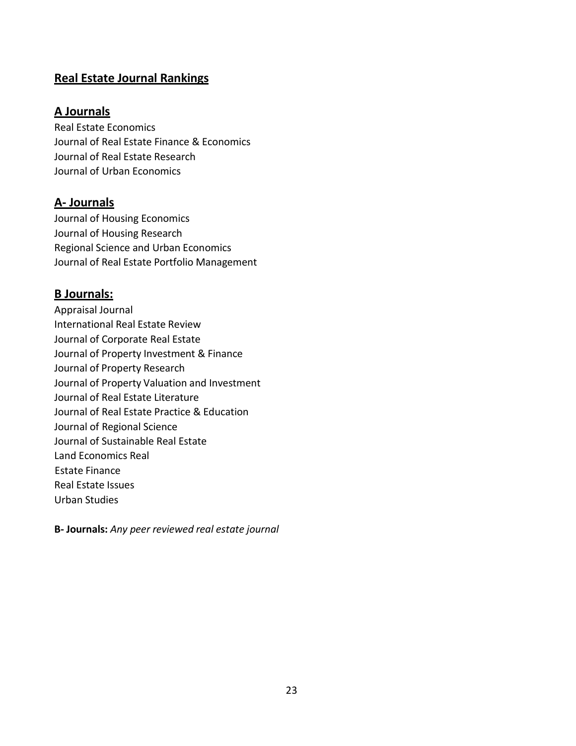## Real Estate Journal Rankings

### A Journals

Real Estate Economics
Journal of Real Estate Finance & Economics
Journal of Real Estate Research
Journal of Urban Economics

### A- Journals

Journal of Housing Economics
Journal of Housing Research
Regional Science and Urban Economics
Journal of Real Estate Portfolio Management

### B Journals:

Appraisal Journal
International Real Estate Review
Journal of Corporate Real Estate
Journal of Property Investment & Finance
Journal of Property Research
Journal of Property Valuation and Investment
Journal of Real Estate Literature
Journal of Real Estate Practice & Education
Journal of Regional Science
Journal of Sustainable Real Estate
Land Economics Real
Estate Finance
Real Estate Issues
Urban Studies

**B- Journals:** *Any peer reviewed real estate journal*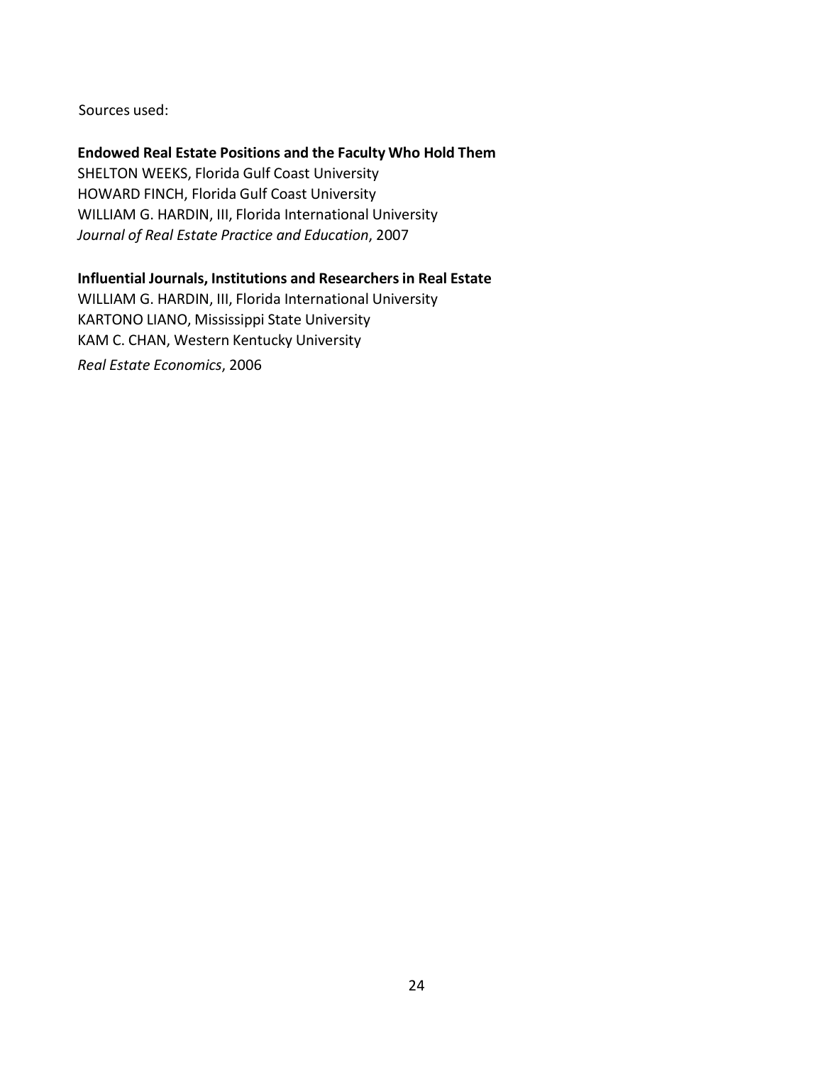Sources used:

**Endowed Real Estate Positions and the Faculty Who Hold Them**
SHELTON WEEKS, Florida Gulf Coast University
HOWARD FINCH, Florida Gulf Coast University
WILLIAM G. HARDIN, III, Florida International University
*Journal of Real Estate Practice and Education*, 2007

**Influential Journals, Institutions and Researchers in Real Estate**
WILLIAM G. HARDIN, III, Florida International University
KARTONO LIANO, Mississippi State University
KAM C. CHAN, Western Kentucky University
*Real Estate Economics*, 2006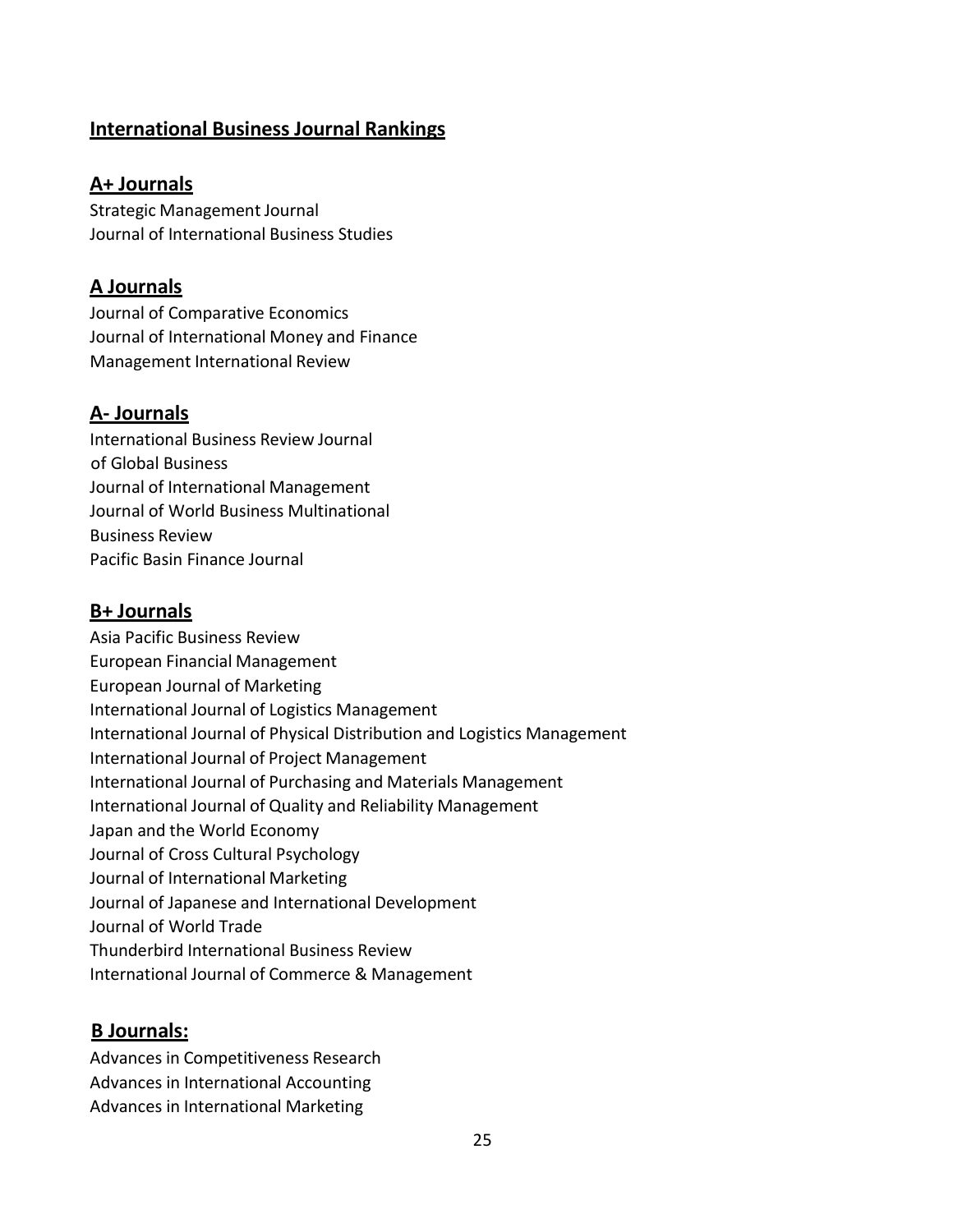## International Business Journal Rankings

### A+ Journals

Strategic Management Journal
Journal of International Business Studies

### A Journals

Journal of Comparative Economics
Journal of International Money and Finance
Management International Review

### A- Journals

International Business Review Journal
of Global Business
Journal of International Management
Journal of World Business Multinational
Business Review
Pacific Basin Finance Journal

### B+ Journals

Asia Pacific Business Review
European Financial Management
European Journal of Marketing
International Journal of Logistics Management
International Journal of Physical Distribution and Logistics Management
International Journal of Project Management
International Journal of Purchasing and Materials Management
International Journal of Quality and Reliability Management
Japan and the World Economy
Journal of Cross Cultural Psychology
Journal of International Marketing
Journal of Japanese and International Development
Journal of World Trade
Thunderbird International Business Review
International Journal of Commerce & Management

### B Journals:

Advances in Competitiveness Research
Advances in International Accounting
Advances in International Marketing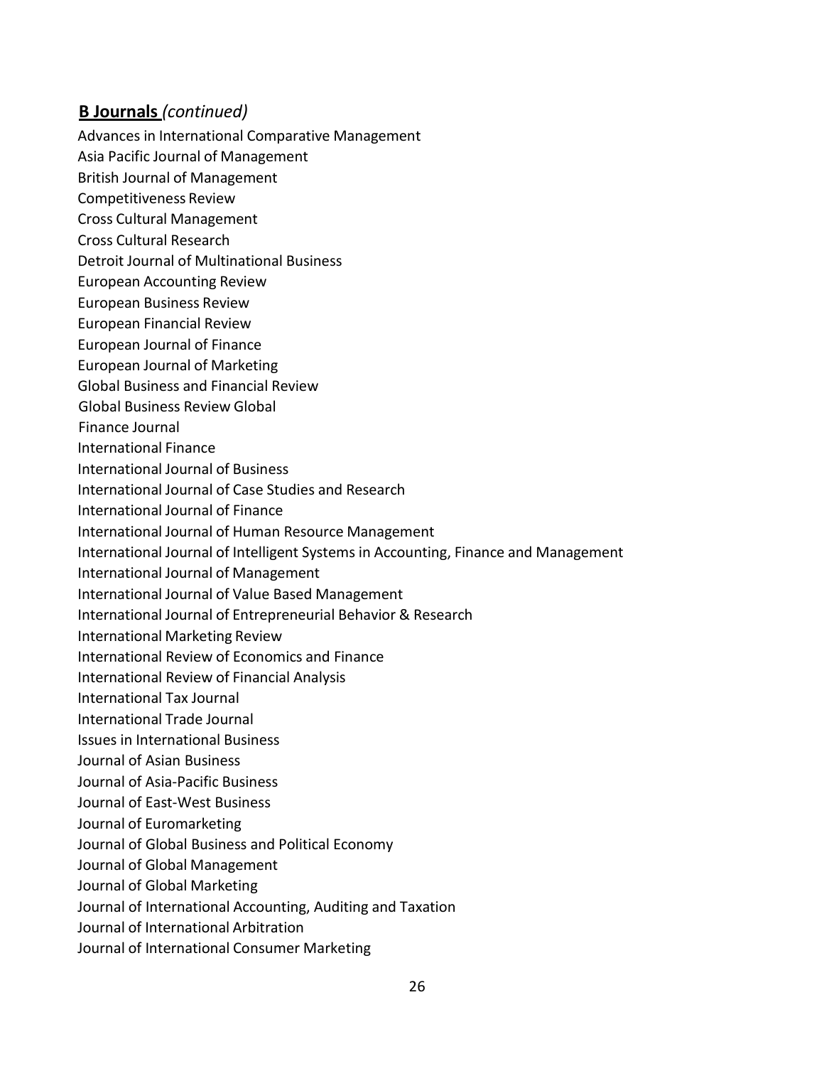**B Journals** *(continued)*

Advances in International Comparative Management
Asia Pacific Journal of Management
British Journal of Management
Competitiveness Review
Cross Cultural Management
Cross Cultural Research
Detroit Journal of Multinational Business
European Accounting Review
European Business Review
European Financial Review
European Journal of Finance
European Journal of Marketing
Global Business and Financial Review
Global Business Review Global
Finance Journal
International Finance
International Journal of Business
International Journal of Case Studies and Research
International Journal of Finance
International Journal of Human Resource Management
International Journal of Intelligent Systems in Accounting, Finance and Management
International Journal of Management
International Journal of Value Based Management
International Journal of Entrepreneurial Behavior & Research
International Marketing Review
International Review of Economics and Finance
International Review of Financial Analysis
International Tax Journal
International Trade Journal
Issues in International Business
Journal of Asian Business
Journal of Asia-Pacific Business
Journal of East-West Business
Journal of Euromarketing
Journal of Global Business and Political Economy
Journal of Global Management
Journal of Global Marketing
Journal of International Accounting, Auditing and Taxation
Journal of International Arbitration
Journal of International Consumer Marketing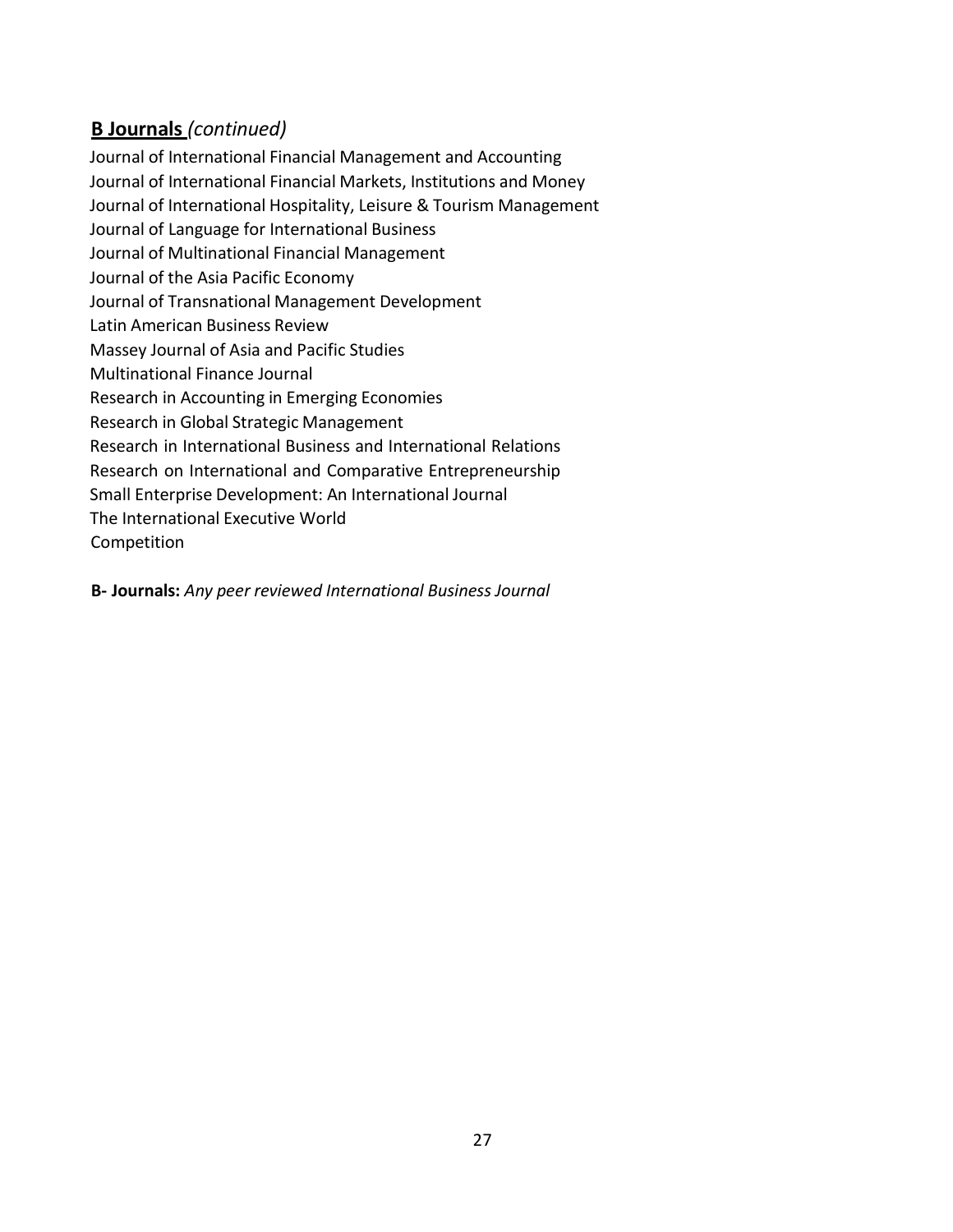## **B Journals** *(continued)*

Journal of International Financial Management and Accounting
Journal of International Financial Markets, Institutions and Money
Journal of International Hospitality, Leisure & Tourism Management
Journal of Language for International Business
Journal of Multinational Financial Management
Journal of the Asia Pacific Economy
Journal of Transnational Management Development
Latin American Business Review
Massey Journal of Asia and Pacific Studies
Multinational Finance Journal
Research in Accounting in Emerging Economies
Research in Global Strategic Management
Research in International Business and International Relations
Research on International and Comparative Entrepreneurship
Small Enterprise Development: An International Journal
The International Executive World
Competition

**B- Journals:** *Any peer reviewed International Business Journal*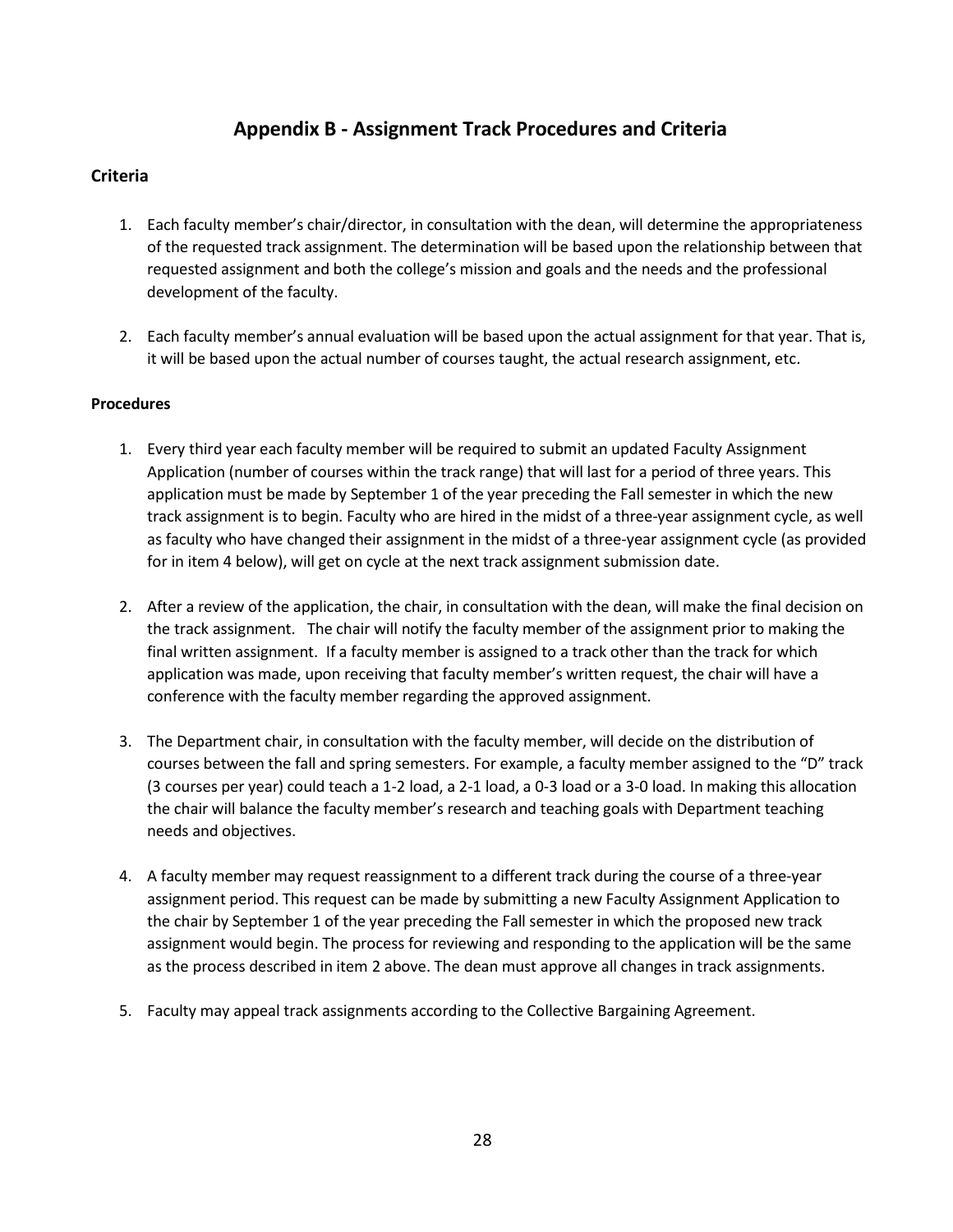## Appendix B - Assignment Track Procedures and Criteria

### Criteria

1. Each faculty member's chair/director, in consultation with the dean, will determine the appropriateness of the requested track assignment. The determination will be based upon the relationship between that requested assignment and both the college's mission and goals and the needs and the professional development of the faculty.

2. Each faculty member's annual evaluation will be based upon the actual assignment for that year. That is, it will be based upon the actual number of courses taught, the actual research assignment, etc.

### Procedures

1. Every third year each faculty member will be required to submit an updated Faculty Assignment Application (number of courses within the track range) that will last for a period of three years. This application must be made by September 1 of the year preceding the Fall semester in which the new track assignment is to begin. Faculty who are hired in the midst of a three-year assignment cycle, as well as faculty who have changed their assignment in the midst of a three-year assignment cycle (as provided for in item 4 below), will get on cycle at the next track assignment submission date.

2. After a review of the application, the chair, in consultation with the dean, will make the final decision on the track assignment. The chair will notify the faculty member of the assignment prior to making the final written assignment. If a faculty member is assigned to a track other than the track for which application was made, upon receiving that faculty member's written request, the chair will have a conference with the faculty member regarding the approved assignment.

3. The Department chair, in consultation with the faculty member, will decide on the distribution of courses between the fall and spring semesters. For example, a faculty member assigned to the "D" track (3 courses per year) could teach a 1-2 load, a 2-1 load, a 0-3 load or a 3-0 load. In making this allocation the chair will balance the faculty member's research and teaching goals with Department teaching needs and objectives.

4. A faculty member may request reassignment to a different track during the course of a three-year assignment period. This request can be made by submitting a new Faculty Assignment Application to the chair by September 1 of the year preceding the Fall semester in which the proposed new track assignment would begin. The process for reviewing and responding to the application will be the same as the process described in item 2 above. The dean must approve all changes in track assignments.

5. Faculty may appeal track assignments according to the Collective Bargaining Agreement.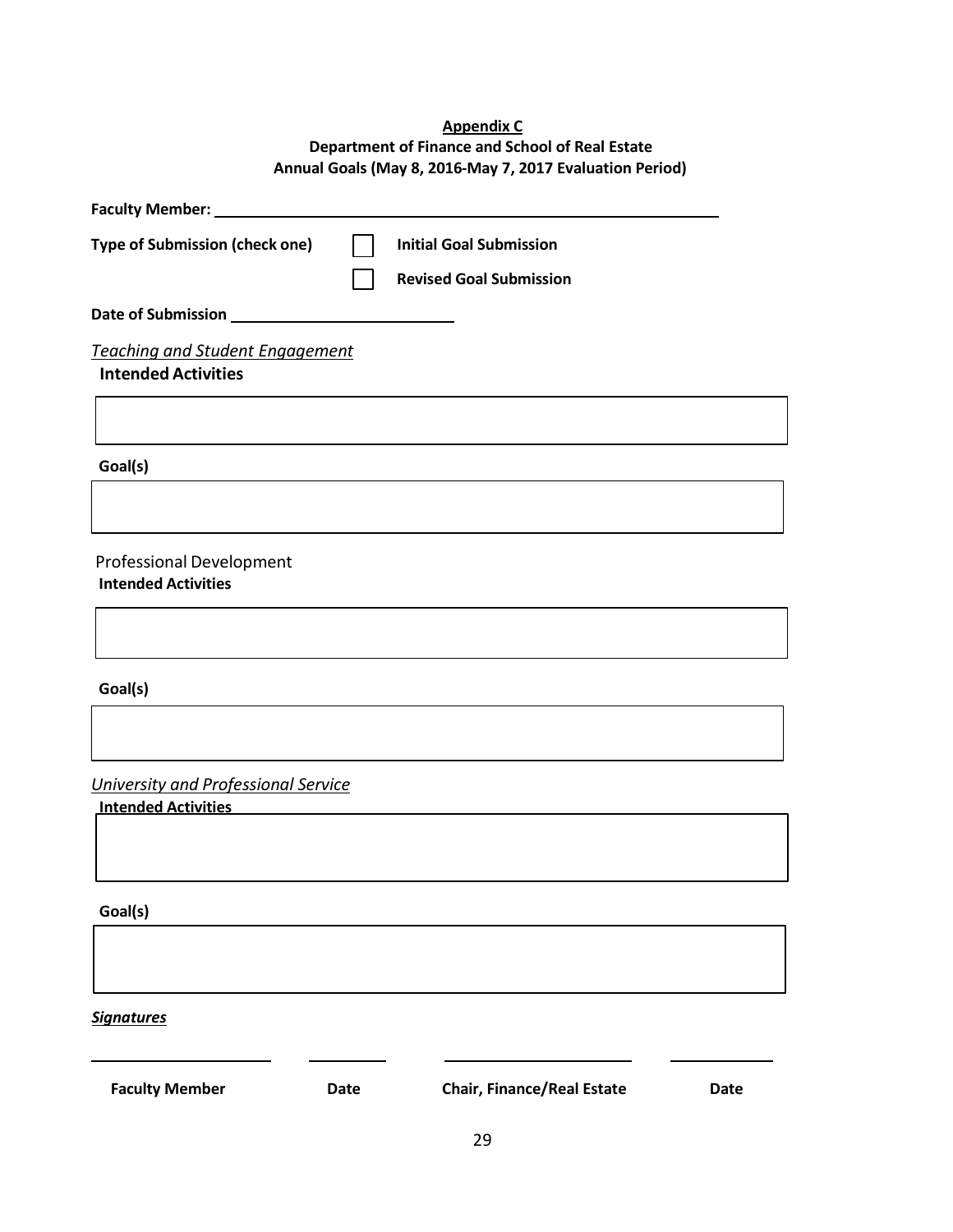**Appendix C**

**Department of Finance and School of Real Estate**

**Annual Goals (May 8, 2016-May 7, 2017 Evaluation Period)**

**Faculty Member:** ____________________________________________

**Type of Submission (check one)**

☐ **Initial Goal Submission**

☐ **Revised Goal Submission**

**Date of Submission** ______________________

*Teaching and Student Engagement*

**Intended Activities**

&nbsp;

**Goal(s)**

&nbsp;

Professional Development

**Intended Activities**

&nbsp;

**Goal(s)**

&nbsp;

*University and Professional Service*

**Intended Activities**

&nbsp;

**Goal(s)**

&nbsp;

***Signatures***

| ____________________ | __________ | ____________________ | __________ |
|---|---|---|---|
| **Faculty Member** | **Date** | **Chair, Finance/Real Estate** | **Date** |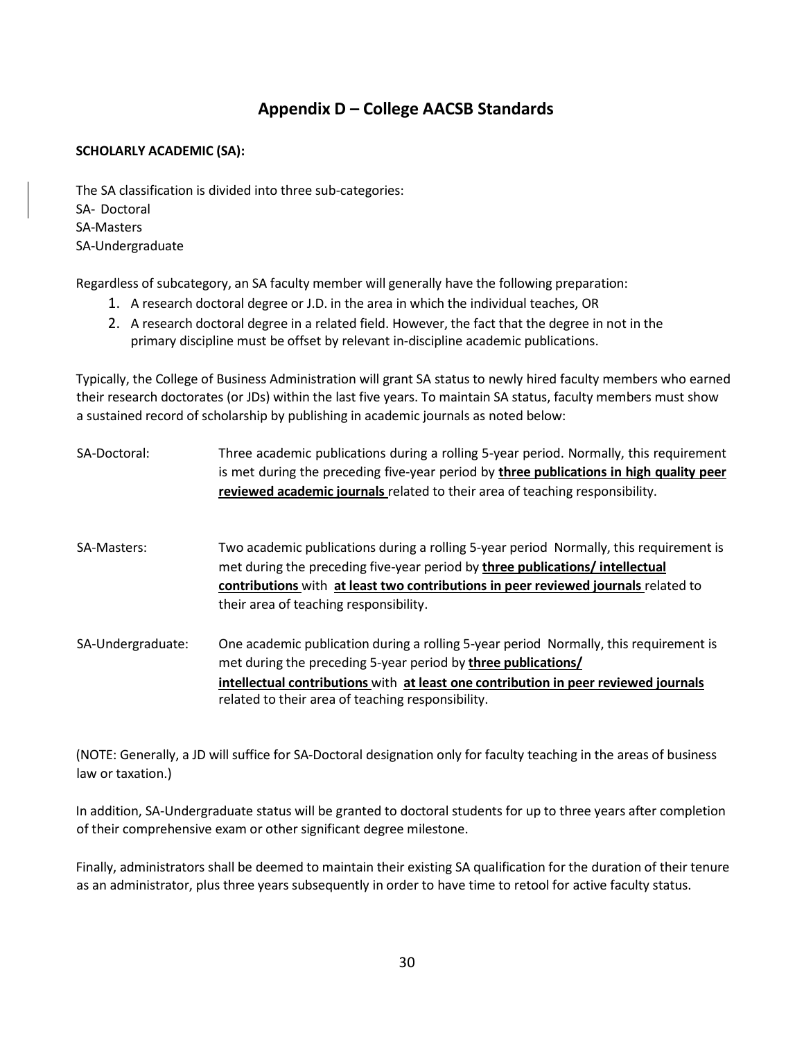## Appendix D – College AACSB Standards

**SCHOLARLY ACADEMIC (SA):**

The SA classification is divided into three sub-categories:
SA- Doctoral
SA-Masters
SA-Undergraduate

Regardless of subcategory, an SA faculty member will generally have the following preparation:

1. A research doctoral degree or J.D. in the area in which the individual teaches, OR
2. A research doctoral degree in a related field. However, the fact that the degree in not in the primary discipline must be offset by relevant in-discipline academic publications.

Typically, the College of Business Administration will grant SA status to newly hired faculty members who earned their research doctorates (or JDs) within the last five years. To maintain SA status, faculty members must show a sustained record of scholarship by publishing in academic journals as noted below:

SA-Doctoral: Three academic publications during a rolling 5-year period. Normally, this requirement is met during the preceding five-year period by **<u>three publications in high quality peer reviewed academic journals</u>** related to their area of teaching responsibility.

SA-Masters: Two academic publications during a rolling 5-year period Normally, this requirement is met during the preceding five-year period by **<u>three publications/ intellectual contributions</u>** with **<u>at least two contributions in peer reviewed journals</u>** related to their area of teaching responsibility.

SA-Undergraduate: One academic publication during a rolling 5-year period Normally, this requirement is met during the preceding 5-year period by **<u>three publications/ intellectual contributions</u>** with **<u>at least one contribution in peer reviewed journals</u>** related to their area of teaching responsibility.

(NOTE: Generally, a JD will suffice for SA-Doctoral designation only for faculty teaching in the areas of business law or taxation.)

In addition, SA-Undergraduate status will be granted to doctoral students for up to three years after completion of their comprehensive exam or other significant degree milestone.

Finally, administrators shall be deemed to maintain their existing SA qualification for the duration of their tenure as an administrator, plus three years subsequently in order to have time to retool for active faculty status.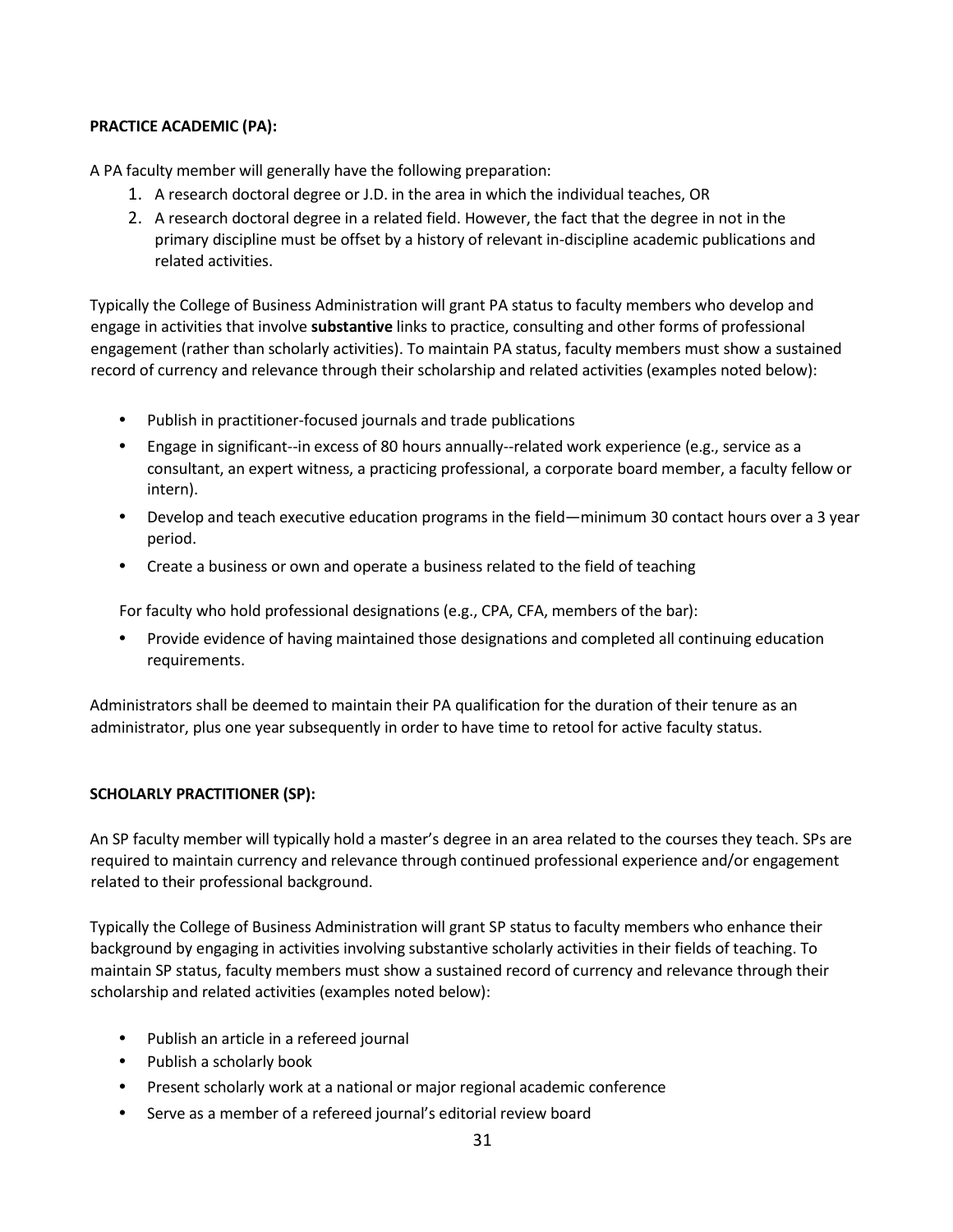**PRACTICE ACADEMIC (PA):**

A PA faculty member will generally have the following preparation:

1. A research doctoral degree or J.D. in the area in which the individual teaches, OR
2. A research doctoral degree in a related field. However, the fact that the degree in not in the primary discipline must be offset by a history of relevant in-discipline academic publications and related activities.

Typically the College of Business Administration will grant PA status to faculty members who develop and engage in activities that involve **substantive** links to practice, consulting and other forms of professional engagement (rather than scholarly activities). To maintain PA status, faculty members must show a sustained record of currency and relevance through their scholarship and related activities (examples noted below):

- Publish in practitioner-focused journals and trade publications
- Engage in significant--in excess of 80 hours annually--related work experience (e.g., service as a consultant, an expert witness, a practicing professional, a corporate board member, a faculty fellow or intern).
- Develop and teach executive education programs in the field—minimum 30 contact hours over a 3 year period.
- Create a business or own and operate a business related to the field of teaching

For faculty who hold professional designations (e.g., CPA, CFA, members of the bar):

- Provide evidence of having maintained those designations and completed all continuing education requirements.

Administrators shall be deemed to maintain their PA qualification for the duration of their tenure as an administrator, plus one year subsequently in order to have time to retool for active faculty status.

**SCHOLARLY PRACTITIONER (SP):**

An SP faculty member will typically hold a master's degree in an area related to the courses they teach. SPs are required to maintain currency and relevance through continued professional experience and/or engagement related to their professional background.

Typically the College of Business Administration will grant SP status to faculty members who enhance their background by engaging in activities involving substantive scholarly activities in their fields of teaching. To maintain SP status, faculty members must show a sustained record of currency and relevance through their scholarship and related activities (examples noted below):

- Publish an article in a refereed journal
- Publish a scholarly book
- Present scholarly work at a national or major regional academic conference
- Serve as a member of a refereed journal's editorial review board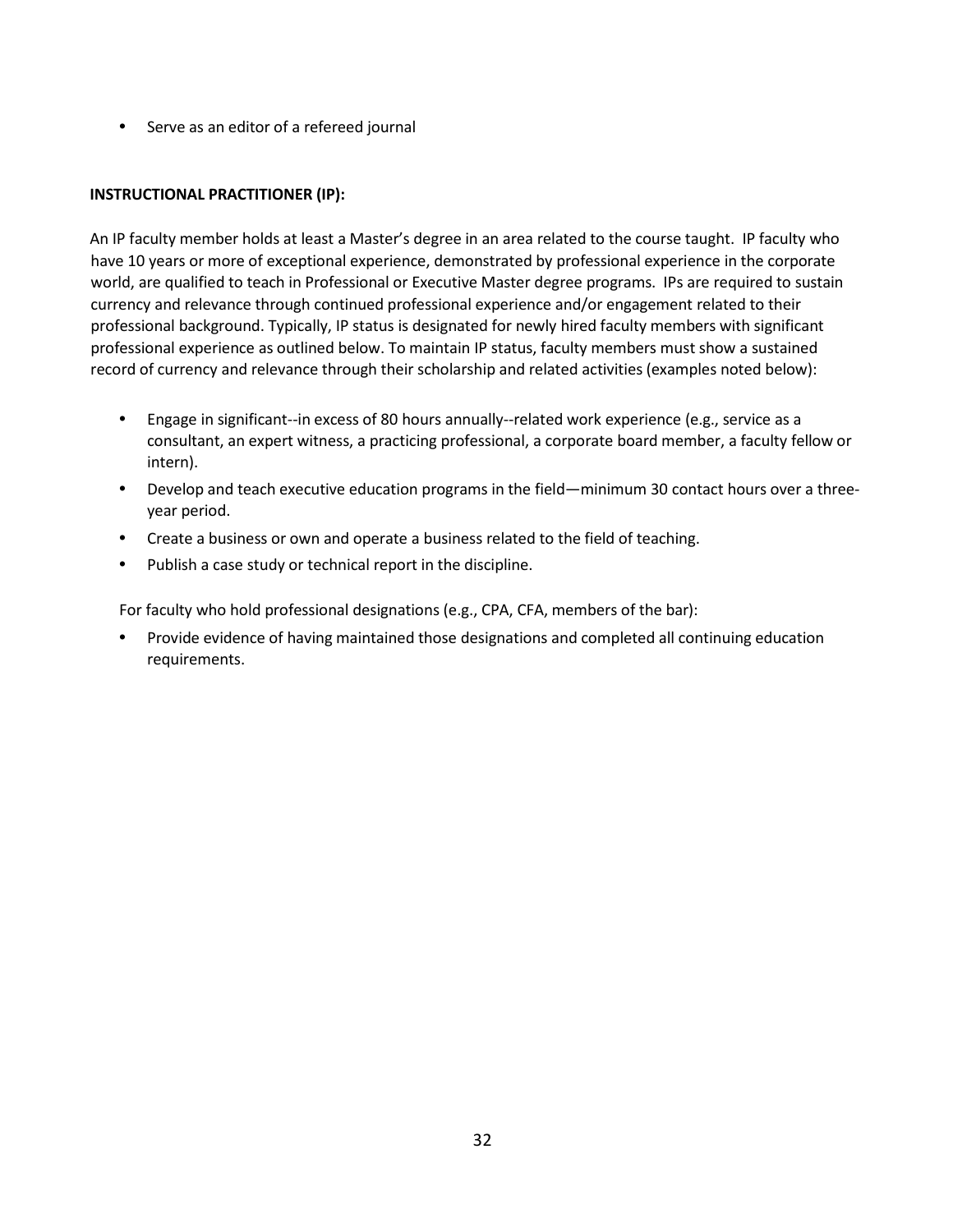- Serve as an editor of a refereed journal

**INSTRUCTIONAL PRACTITIONER (IP):**

An IP faculty member holds at least a Master's degree in an area related to the course taught. IP faculty who have 10 years or more of exceptional experience, demonstrated by professional experience in the corporate world, are qualified to teach in Professional or Executive Master degree programs. IPs are required to sustain currency and relevance through continued professional experience and/or engagement related to their professional background. Typically, IP status is designated for newly hired faculty members with significant professional experience as outlined below. To maintain IP status, faculty members must show a sustained record of currency and relevance through their scholarship and related activities (examples noted below):

- Engage in significant--in excess of 80 hours annually--related work experience (e.g., service as a consultant, an expert witness, a practicing professional, a corporate board member, a faculty fellow or intern).
- Develop and teach executive education programs in the field—minimum 30 contact hours over a three-year period.
- Create a business or own and operate a business related to the field of teaching.
- Publish a case study or technical report in the discipline.

For faculty who hold professional designations (e.g., CPA, CFA, members of the bar):

- Provide evidence of having maintained those designations and completed all continuing education requirements.